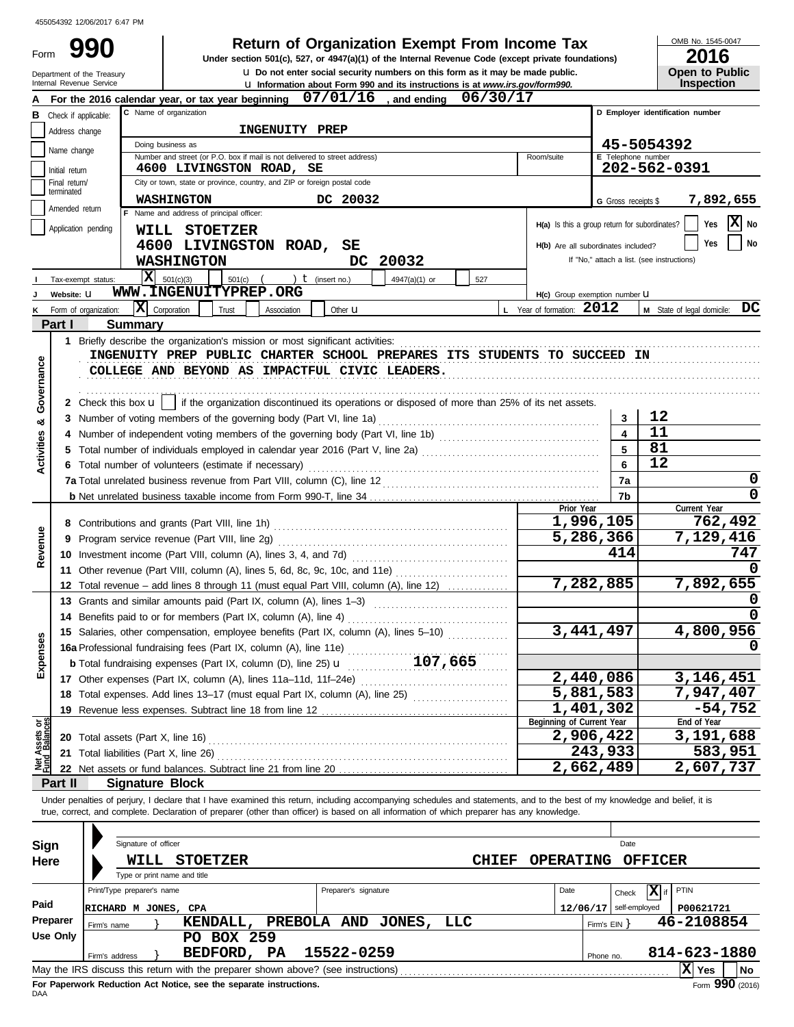455054392 12/06/2017 6:47 PM

Form **990**

# Return of Organization Exempt From Income Tax

**Under section 501(c), 527, or 4947(a)(1) of the Internal Revenue Code (except private foundations)**

u Do not enter social security numbers on this form as it may be made public.

u Information about Form 990 and its instructions is at *www.irs.gov/form990.*

Department of the Treasury
Internal Revenue Service

OMB No. 1545-0047

**2016**

**Open to Public Inspection**

**A** For the 2016 calendar year, or tax year beginning 07/01/16, and ending 06/30/17

**B** Check if applicable:
- [ ] Address change
- [ ] Name change
- [ ] Initial return
- [ ] Final return/terminated
- [ ] Amended return
- [ ] Application pending

**C** Name of organization: INGENUITY PREP

Doing business as

Number and street (or P.O. box if mail is not delivered to street address): 4600 LIVINGSTON ROAD, SE — Room/suite

City or town, state or province, country, and ZIP or foreign postal code: WASHINGTON DC 20032

**D** Employer identification number: 45-5054392

**E** Telephone number: 202-562-0391

**G** Gross receipts $ 7,892,655

**F** Name and address of principal officer:
WILL STOETZER
4600 LIVINGSTON ROAD, SE
WASHINGTON DC 20032

H(a) Is this a group return for subordinates? [ ] Yes [X] No

H(b) Are all subordinates included? [ ] Yes [ ] No
If "No," attach a list. (see instructions)

**I** Tax-exempt status: [X] 501(c)(3) [ ] 501(c) ( ) t (insert no.) [ ] 4947(a)(1) or [ ] 527

**J** Website: u WWW.INGENUITYPREP.ORG

H(c) Group exemption number u

**K** Form of organization: [X] Corporation [ ] Trust [ ] Association [ ] Other u

**L** Year of formation: 2012

**M** State of legal domicile: DC

## Part I Summary

**Activities & Governance**

1 Briefly describe the organization's mission or most significant activities:
INGENUITY PREP PUBLIC CHARTER SCHOOL PREPARES ITS STUDENTS TO SUCCEED IN COLLEGE AND BEYOND AS IMPACTFUL CIVIC LEADERS.

2 Check this box u [ ] if the organization discontinued its operations or disposed of more than 25% of its net assets.

| | | | |
|---|---|---|---|
| 3 | Number of voting members of the governing body (Part VI, line 1a) | 3 | 12 |
| 4 | Number of independent voting members of the governing body (Part VI, line 1b) | 4 | 11 |
| 5 | Total number of individuals employed in calendar year 2016 (Part V, line 2a) | 5 | 81 |
| 6 | Total number of volunteers (estimate if necessary) | 6 | 12 |
| 7a | Total unrelated business revenue from Part VIII, column (C), line 12 | 7a | 0 |
| b | Net unrelated business taxable income from Form 990-T, line 34 | 7b | 0 |

| | | | Prior Year | Current Year |
|---|---|---|---|---|
| **Revenue** | 8 | Contributions and grants (Part VIII, line 1h) | 1,996,105 | 762,492 |
| | 9 | Program service revenue (Part VIII, line 2g) | 5,286,366 | 7,129,416 |
| | 10 | Investment income (Part VIII, column (A), lines 3, 4, and 7d) | 414 | 747 |
| | 11 | Other revenue (Part VIII, column (A), lines 5, 6d, 8c, 9c, 10c, and 11e) | | 0 |
| | 12 | Total revenue – add lines 8 through 11 (must equal Part VIII, column (A), line 12) | 7,282,885 | 7,892,655 |
| **Expenses** | 13 | Grants and similar amounts paid (Part IX, column (A), lines 1–3) | | 0 |
| | 14 | Benefits paid to or for members (Part IX, column (A), line 4) | | 0 |
| | 15 | Salaries, other compensation, employee benefits (Part IX, column (A), lines 5–10) | 3,441,497 | 4,800,956 |
| | 16a | Professional fundraising fees (Part IX, column (A), line 11e) | | 0 |
| | b | Total fundraising expenses (Part IX, column (D), line 25) u 107,665 | | |
| | 17 | Other expenses (Part IX, column (A), lines 11a–11d, 11f–24e) | 2,440,086 | 3,146,451 |
| | 18 | Total expenses. Add lines 13–17 (must equal Part IX, column (A), line 25) | 5,881,583 | 7,947,407 |
| | 19 | Revenue less expenses. Subtract line 18 from line 12 | 1,401,302 | -54,752 |
| | | | **Beginning of Current Year** | **End of Year** |
| **Net Assets or Fund Balances** | 20 | Total assets (Part X, line 16) | 2,906,422 | 3,191,688 |
| | 21 | Total liabilities (Part X, line 26) | 243,933 | 583,951 |
| | 22 | Net assets or fund balances. Subtract line 21 from line 20 | 2,662,489 | 2,607,737 |

## Part II Signature Block

Under penalties of perjury, I declare that I have examined this return, including accompanying schedules and statements, and to the best of my knowledge and belief, it is true, correct, and complete. Declaration of preparer (other than officer) is based on all information of which preparer has any knowledge.

**Sign Here**

Signature of officer — Date

WILL STOETZER — CHIEF OPERATING OFFICER

Type or print name and title

**Paid Preparer Use Only**

| Print/Type preparer's name | Preparer's signature | Date | Check [X] if self-employed | PTIN |
|---|---|---|---|---|
| RICHARD M JONES, CPA | | 12/06/17 | | P00621721 |

Firm's name } KENDALL, PREBOLA AND JONES, LLC — Firm's EIN } 46-2108854

Firm's address } PO BOX 259, BEDFORD, PA 15522-0259 — Phone no. 814-623-1880

May the IRS discuss this return with the preparer shown above? (see instructions) [X] Yes [ ] No

**For Paperwork Reduction Act Notice, see the separate instructions.**

DAA

Form **990** (2016)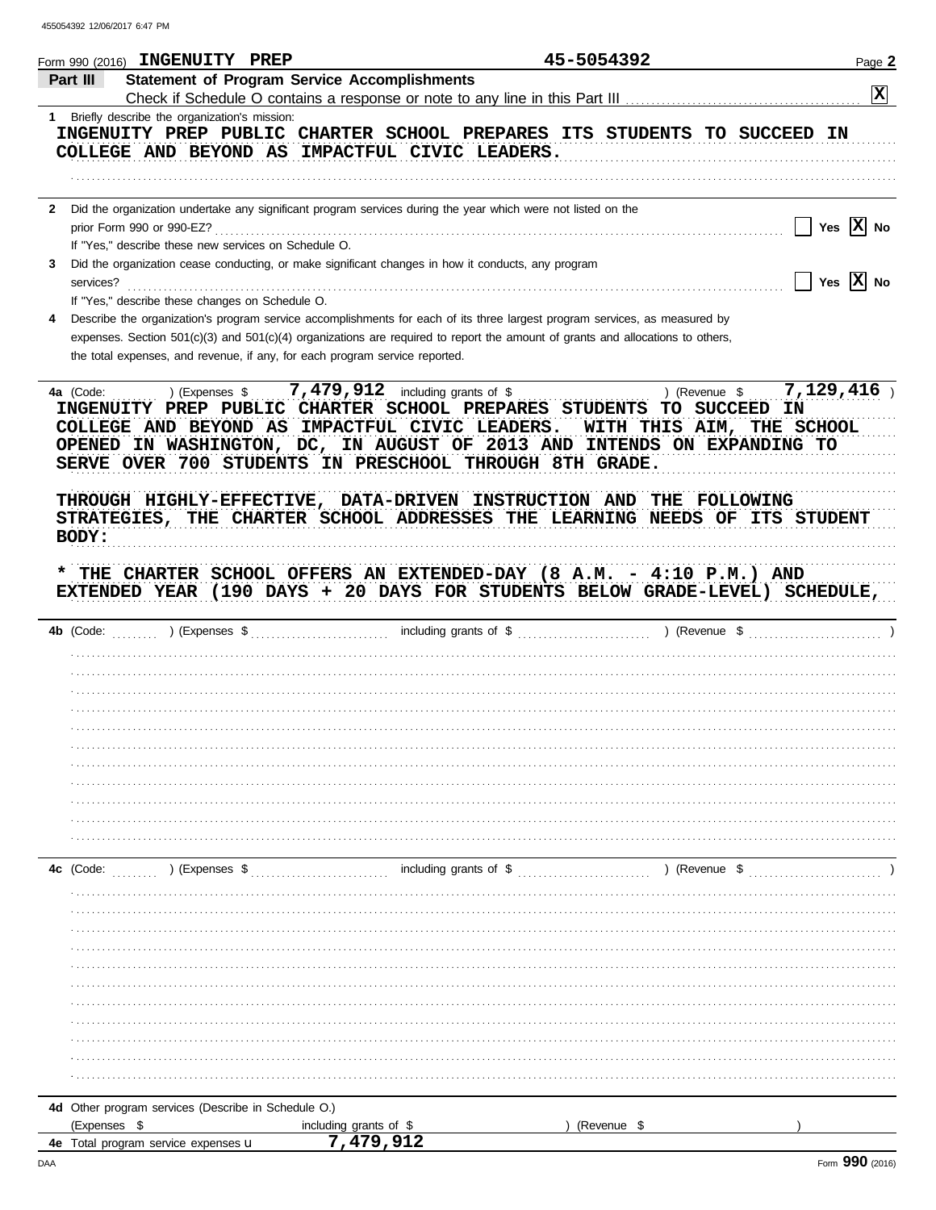Form 990 (2016) **INGENUITY PREP** **45-5054392** Page **2**

## Part III Statement of Program Service Accomplishments

Check if Schedule O contains a response or note to any line in this Part III .......... **[X]**

**1** Briefly describe the organization's mission:

**INGENUITY PREP PUBLIC CHARTER SCHOOL PREPARES ITS STUDENTS TO SUCCEED IN COLLEGE AND BEYOND AS IMPACTFUL CIVIC LEADERS.**

**2** Did the organization undertake any significant program services during the year which were not listed on the prior Form 990 or 990-EZ? .......... [ ] Yes **[X] No**

If "Yes," describe these new services on Schedule O.

**3** Did the organization cease conducting, or make significant changes in how it conducts, any program services? .......... [ ] Yes **[X] No**

If "Yes," describe these changes on Schedule O.

**4** Describe the organization's program service accomplishments for each of its three largest program services, as measured by expenses. Section 501(c)(3) and 501(c)(4) organizations are required to report the amount of grants and allocations to others, the total expenses, and revenue, if any, for each program service reported.

**4a** (Code: ) (Expenses $ **7,479,912** including grants of $ ) (Revenue $ **7,129,416** )

**INGENUITY PREP PUBLIC CHARTER SCHOOL PREPARES STUDENTS TO SUCCEED IN COLLEGE AND BEYOND AS IMPACTFUL CIVIC LEADERS. WITH THIS AIM, THE SCHOOL OPENED IN WASHINGTON, DC, IN AUGUST OF 2013 AND INTENDS ON EXPANDING TO SERVE OVER 700 STUDENTS IN PRESCHOOL THROUGH 8TH GRADE.**

**THROUGH HIGHLY-EFFECTIVE, DATA-DRIVEN INSTRUCTION AND THE FOLLOWING STRATEGIES, THE CHARTER SCHOOL ADDRESSES THE LEARNING NEEDS OF ITS STUDENT BODY:**

**\* THE CHARTER SCHOOL OFFERS AN EXTENDED-DAY (8 A.M. - 4:10 P.M.) AND EXTENDED YEAR (190 DAYS + 20 DAYS FOR STUDENTS BELOW GRADE-LEVEL) SCHEDULE,**

**4b** (Code: ) (Expenses $ including grants of $ ) (Revenue $ )

**4c** (Code: ) (Expenses $ including grants of $ ) (Revenue $ )

**4d** Other program services (Describe in Schedule O.)

(Expenses $ including grants of $ ) (Revenue $ )

**4e** Total program service expenses ▶ **7,479,912**

Form **990** (2016)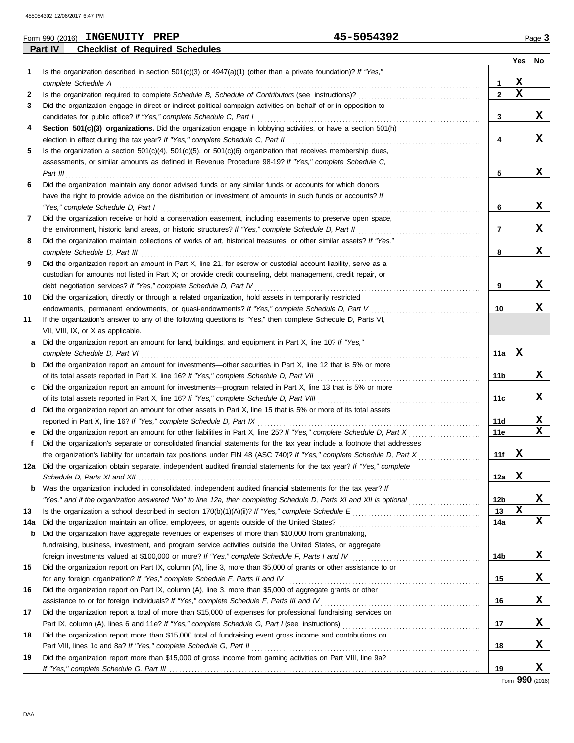455054392 12/06/2017 6:47 PM

Form 990 (2016) **INGENUITY PREP** **45-5054392**

## Part IV Checklist of Required Schedules

| | | | Yes | No |
|---|---|---|---|---|
| **1** | Is the organization described in section 501(c)(3) or 4947(a)(1) (other than a private foundation)? *If "Yes," complete Schedule A* | 1 | X | |
| **2** | Is the organization required to complete *Schedule B, Schedule of Contributors* (see instructions)? | 2 | X | |
| **3** | Did the organization engage in direct or indirect political campaign activities on behalf of or in opposition to candidates for public office? *If "Yes," complete Schedule C, Part I* | 3 | | X |
| **4** | **Section 501(c)(3) organizations.** Did the organization engage in lobbying activities, or have a section 501(h) election in effect during the tax year? *If "Yes," complete Schedule C, Part II* | 4 | | X |
| **5** | Is the organization a section 501(c)(4), 501(c)(5), or 501(c)(6) organization that receives membership dues, assessments, or similar amounts as defined in Revenue Procedure 98-19? *If "Yes," complete Schedule C, Part III* | 5 | | X |
| **6** | Did the organization maintain any donor advised funds or any similar funds or accounts for which donors have the right to provide advice on the distribution or investment of amounts in such funds or accounts? *If "Yes," complete Schedule D, Part I* | 6 | | X |
| **7** | Did the organization receive or hold a conservation easement, including easements to preserve open space, the environment, historic land areas, or historic structures? *If "Yes," complete Schedule D, Part II* | 7 | | X |
| **8** | Did the organization maintain collections of works of art, historical treasures, or other similar assets? *If "Yes," complete Schedule D, Part III* | 8 | | X |
| **9** | Did the organization report an amount in Part X, line 21, for escrow or custodial account liability, serve as a custodian for amounts not listed in Part X; or provide credit counseling, debt management, credit repair, or debt negotiation services? *If "Yes," complete Schedule D, Part IV* | 9 | | X |
| **10** | Did the organization, directly or through a related organization, hold assets in temporarily restricted endowments, permanent endowments, or quasi-endowments? *If "Yes," complete Schedule D, Part V* | 10 | | X |
| **11** | If the organization's answer to any of the following questions is "Yes," then complete Schedule D, Parts VI, VII, VIII, IX, or X as applicable. | | | |
| **a** | Did the organization report an amount for land, buildings, and equipment in Part X, line 10? *If "Yes," complete Schedule D, Part VI* | 11a | X | |
| **b** | Did the organization report an amount for investments—other securities in Part X, line 12 that is 5% or more of its total assets reported in Part X, line 16? *If "Yes," complete Schedule D, Part VII* | 11b | | X |
| **c** | Did the organization report an amount for investments—program related in Part X, line 13 that is 5% or more of its total assets reported in Part X, line 16? *If "Yes," complete Schedule D, Part VIII* | 11c | | X |
| **d** | Did the organization report an amount for other assets in Part X, line 15 that is 5% or more of its total assets reported in Part X, line 16? *If "Yes," complete Schedule D, Part IX* | 11d | | X |
| **e** | Did the organization report an amount for other liabilities in Part X, line 25? *If "Yes," complete Schedule D, Part X* | 11e | | X |
| **f** | Did the organization's separate or consolidated financial statements for the tax year include a footnote that addresses the organization's liability for uncertain tax positions under FIN 48 (ASC 740)? *If "Yes," complete Schedule D, Part X* | 11f | X | |
| **12a** | Did the organization obtain separate, independent audited financial statements for the tax year? *If "Yes," complete Schedule D, Parts XI and XII* | 12a | X | |
| **b** | Was the organization included in consolidated, independent audited financial statements for the tax year? *If "Yes," and if the organization answered "No" to line 12a, then completing Schedule D, Parts XI and XII is optional* | 12b | | X |
| **13** | Is the organization a school described in section 170(b)(1)(A)(ii)? *If "Yes," complete Schedule E* | 13 | X | |
| **14a** | Did the organization maintain an office, employees, or agents outside of the United States? | 14a | | X |
| **b** | Did the organization have aggregate revenues or expenses of more than $10,000 from grantmaking, fundraising, business, investment, and program service activities outside the United States, or aggregate foreign investments valued at $100,000 or more? *If "Yes," complete Schedule F, Parts I and IV* | 14b | | X |
| **15** | Did the organization report on Part IX, column (A), line 3, more than $5,000 of grants or other assistance to or for any foreign organization? *If "Yes," complete Schedule F, Parts II and IV* | 15 | | X |
| **16** | Did the organization report on Part IX, column (A), line 3, more than $5,000 of aggregate grants or other assistance to or for foreign individuals? *If "Yes," complete Schedule F, Parts III and IV* | 16 | | X |
| **17** | Did the organization report a total of more than $15,000 of expenses for professional fundraising services on Part IX, column (A), lines 6 and 11e? *If "Yes," complete Schedule G, Part I* (see instructions) | 17 | | X |
| **18** | Did the organization report more than $15,000 total of fundraising event gross income and contributions on Part VIII, lines 1c and 8a? *If "Yes," complete Schedule G, Part II* | 18 | | X |
| **19** | Did the organization report more than $15,000 of gross income from gaming activities on Part VIII, line 9a? *If "Yes," complete Schedule G, Part III* | 19 | | X |

Form **990** (2016)

DAA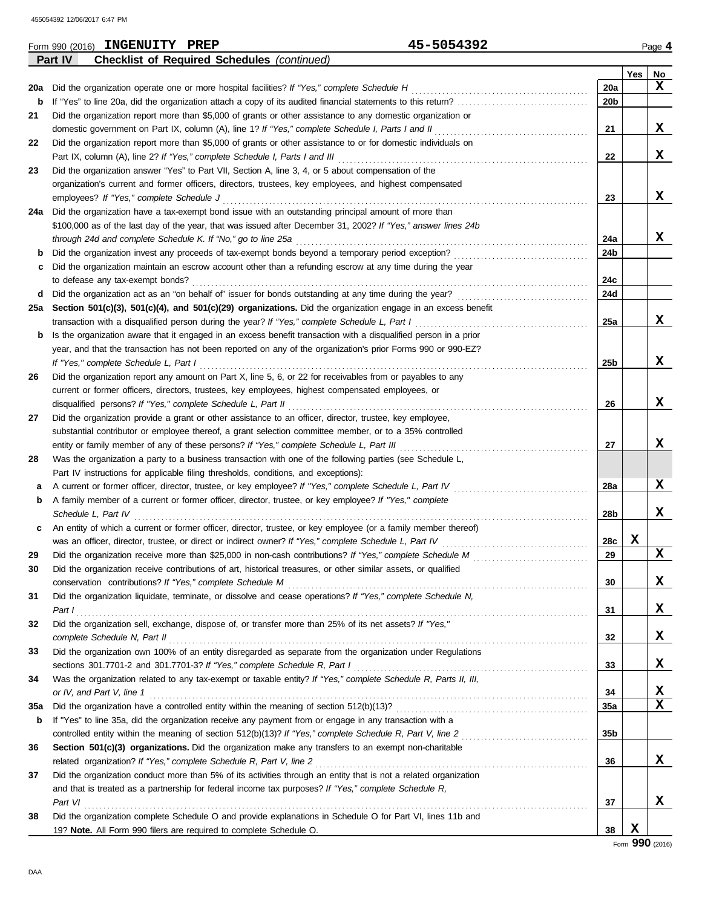Form 990 (2016) **INGENUITY PREP** **45-5054392** Page **4**

**Part IV** **Checklist of Required Schedules** *(continued)*

| | | | Yes | No |
|---|---|---|---|---|
| **20a** | Did the organization operate one or more hospital facilities? *If "Yes," complete Schedule H* | **20a** | | X |
| **b** | If "Yes" to line 20a, did the organization attach a copy of its audited financial statements to this return? | **20b** | | |
| **21** | Did the organization report more than $5,000 of grants or other assistance to any domestic organization or domestic government on Part IX, column (A), line 1? *If "Yes," complete Schedule I, Parts I and II* | **21** | | X |
| **22** | Did the organization report more than $5,000 of grants or other assistance to or for domestic individuals on Part IX, column (A), line 2? *If "Yes," complete Schedule I, Parts I and III* | **22** | | X |
| **23** | Did the organization answer "Yes" to Part VII, Section A, line 3, 4, or 5 about compensation of the organization's current and former officers, directors, trustees, key employees, and highest compensated employees? *If "Yes," complete Schedule J* | **23** | | X |
| **24a** | Did the organization have a tax-exempt bond issue with an outstanding principal amount of more than $100,000 as of the last day of the year, that was issued after December 31, 2002? *If "Yes," answer lines 24b through 24d and complete Schedule K. If "No," go to line 25a* | **24a** | | X |
| **b** | Did the organization invest any proceeds of tax-exempt bonds beyond a temporary period exception? | **24b** | | |
| **c** | Did the organization maintain an escrow account other than a refunding escrow at any time during the year to defease any tax-exempt bonds? | **24c** | | |
| **d** | Did the organization act as an "on behalf of" issuer for bonds outstanding at any time during the year? | **24d** | | |
| **25a** | **Section 501(c)(3), 501(c)(4), and 501(c)(29) organizations.** Did the organization engage in an excess benefit transaction with a disqualified person during the year? *If "Yes," complete Schedule L, Part I* | **25a** | | X |
| **b** | Is the organization aware that it engaged in an excess benefit transaction with a disqualified person in a prior year, and that the transaction has not been reported on any of the organization's prior Forms 990 or 990-EZ? *If "Yes," complete Schedule L, Part I* | **25b** | | X |
| **26** | Did the organization report any amount on Part X, line 5, 6, or 22 for receivables from or payables to any current or former officers, directors, trustees, key employees, highest compensated employees, or disqualified persons? *If "Yes," complete Schedule L, Part II* | **26** | | X |
| **27** | Did the organization provide a grant or other assistance to an officer, director, trustee, key employee, substantial contributor or employee thereof, a grant selection committee member, or to a 35% controlled entity or family member of any of these persons? *If "Yes," complete Schedule L, Part III* | **27** | | X |
| **28** | Was the organization a party to a business transaction with one of the following parties (see Schedule L, Part IV instructions for applicable filing thresholds, conditions, and exceptions): | | | |
| **a** | A current or former officer, director, trustee, or key employee? *If "Yes," complete Schedule L, Part IV* | **28a** | | X |
| **b** | A family member of a current or former officer, director, trustee, or key employee? *If "Yes," complete Schedule L, Part IV* | **28b** | | X |
| **c** | An entity of which a current or former officer, director, trustee, or key employee (or a family member thereof) was an officer, director, trustee, or direct or indirect owner? *If "Yes," complete Schedule L, Part IV* | **28c** | X | |
| **29** | Did the organization receive more than $25,000 in non-cash contributions? *If "Yes," complete Schedule M* | **29** | | X |
| **30** | Did the organization receive contributions of art, historical treasures, or other similar assets, or qualified conservation contributions? *If "Yes," complete Schedule M* | **30** | | X |
| **31** | Did the organization liquidate, terminate, or dissolve and cease operations? *If "Yes," complete Schedule N, Part I* | **31** | | X |
| **32** | Did the organization sell, exchange, dispose of, or transfer more than 25% of its net assets? *If "Yes," complete Schedule N, Part II* | **32** | | X |
| **33** | Did the organization own 100% of an entity disregarded as separate from the organization under Regulations sections 301.7701-2 and 301.7701-3? *If "Yes," complete Schedule R, Part I* | **33** | | X |
| **34** | Was the organization related to any tax-exempt or taxable entity? *If "Yes," complete Schedule R, Parts II, III, or IV, and Part V, line 1* | **34** | | X |
| **35a** | Did the organization have a controlled entity within the meaning of section 512(b)(13)? | **35a** | | X |
| **b** | If "Yes" to line 35a, did the organization receive any payment from or engage in any transaction with a controlled entity within the meaning of section 512(b)(13)? *If "Yes," complete Schedule R, Part V, line 2* | **35b** | | |
| **36** | **Section 501(c)(3) organizations.** Did the organization make any transfers to an exempt non-charitable related organization? *If "Yes," complete Schedule R, Part V, line 2* | **36** | | X |
| **37** | Did the organization conduct more than 5% of its activities through an entity that is not a related organization and that is treated as a partnership for federal income tax purposes? *If "Yes," complete Schedule R, Part VI* | **37** | | X |
| **38** | Did the organization complete Schedule O and provide explanations in Schedule O for Part VI, lines 11b and 19? **Note.** All Form 990 filers are required to complete Schedule O. | **38** | X | |

Form **990** (2016)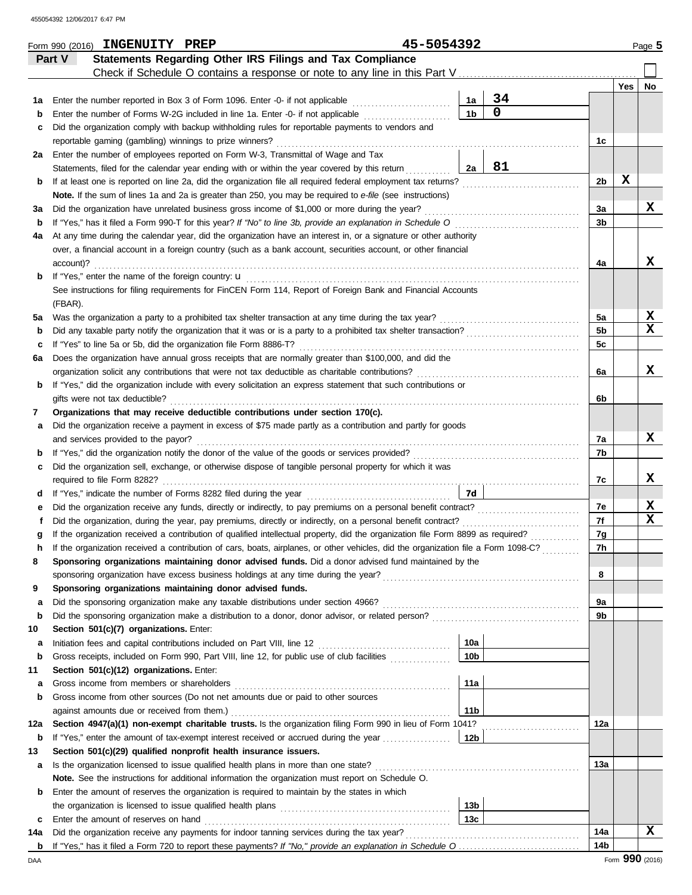Form 990 (2016) **INGENUITY PREP** **45-5054392** Page **5**

## Part V Statements Regarding Other IRS Filings and Tax Compliance

Check if Schedule O contains a response or note to any line in this Part V ☐

| | | | | | Yes | No |
|---|---|---|---|---|---|---|
| **1a** | Enter the number reported in Box 3 of Form 1096. Enter -0- if not applicable | 1a | 34 | | | |
| **b** | Enter the number of Forms W-2G included in line 1a. Enter -0- if not applicable | 1b | 0 | | | |
| **c** | Did the organization comply with backup withholding rules for reportable payments to vendors and reportable gaming (gambling) winnings to prize winners? | | | 1c | | |
| **2a** | Enter the number of employees reported on Form W-3, Transmittal of Wage and Tax Statements, filed for the calendar year ending with or within the year covered by this return | 2a | 81 | | | |
| **b** | If at least one is reported on line 2a, did the organization file all required federal employment tax returns? | | | 2b | X | |
| | **Note.** If the sum of lines 1a and 2a is greater than 250, you may be required to *e-file* (see instructions) | | | | | |
| **3a** | Did the organization have unrelated business gross income of $1,000 or more during the year? | | | 3a | | X |
| **b** | If "Yes," has it filed a Form 990-T for this year? *If "No" to line 3b, provide an explanation in Schedule O* | | | 3b | | |
| **4a** | At any time during the calendar year, did the organization have an interest in, or a signature or other authority over, a financial account in a foreign country (such as a bank account, securities account, or other financial account)? | | | 4a | | X |
| **b** | If "Yes," enter the name of the foreign country: u | | | | | |
| | See instructions for filing requirements for FinCEN Form 114, Report of Foreign Bank and Financial Accounts (FBAR). | | | | | |
| **5a** | Was the organization a party to a prohibited tax shelter transaction at any time during the tax year? | | | 5a | | X |
| **b** | Did any taxable party notify the organization that it was or is a party to a prohibited tax shelter transaction? | | | 5b | | X |
| **c** | If "Yes" to line 5a or 5b, did the organization file Form 8886-T? | | | 5c | | |
| **6a** | Does the organization have annual gross receipts that are normally greater than $100,000, and did the organization solicit any contributions that were not tax deductible as charitable contributions? | | | 6a | | X |
| **b** | If "Yes," did the organization include with every solicitation an express statement that such contributions or gifts were not tax deductible? | | | 6b | | |
| **7** | **Organizations that may receive deductible contributions under section 170(c).** | | | | | |
| **a** | Did the organization receive a payment in excess of $75 made partly as a contribution and partly for goods and services provided to the payor? | | | 7a | | X |
| **b** | If "Yes," did the organization notify the donor of the value of the goods or services provided? | | | 7b | | |
| **c** | Did the organization sell, exchange, or otherwise dispose of tangible personal property for which it was required to file Form 8282? | | | 7c | | X |
| **d** | If "Yes," indicate the number of Forms 8282 filed during the year | 7d | | | | |
| **e** | Did the organization receive any funds, directly or indirectly, to pay premiums on a personal benefit contract? | | | 7e | | X |
| **f** | Did the organization, during the year, pay premiums, directly or indirectly, on a personal benefit contract? | | | 7f | | X |
| **g** | If the organization received a contribution of qualified intellectual property, did the organization file Form 8899 as required? | | | 7g | | |
| **h** | If the organization received a contribution of cars, boats, airplanes, or other vehicles, did the organization file a Form 1098-C? | | | 7h | | |
| **8** | **Sponsoring organizations maintaining donor advised funds.** Did a donor advised fund maintained by the sponsoring organization have excess business holdings at any time during the year? | | | 8 | | |
| **9** | **Sponsoring organizations maintaining donor advised funds.** | | | | | |
| **a** | Did the sponsoring organization make any taxable distributions under section 4966? | | | 9a | | |
| **b** | Did the sponsoring organization make a distribution to a donor, donor advisor, or related person? | | | 9b | | |
| **10** | **Section 501(c)(7) organizations.** Enter: | | | | | |
| **a** | Initiation fees and capital contributions included on Part VIII, line 12 | 10a | | | | |
| **b** | Gross receipts, included on Form 990, Part VIII, line 12, for public use of club facilities | 10b | | | | |
| **11** | **Section 501(c)(12) organizations.** Enter: | | | | | |
| **a** | Gross income from members or shareholders | 11a | | | | |
| **b** | Gross income from other sources (Do not net amounts due or paid to other sources against amounts due or received from them.) | 11b | | | | |
| **12a** | **Section 4947(a)(1) non-exempt charitable trusts.** Is the organization filing Form 990 in lieu of Form 1041? | | | 12a | | |
| **b** | If "Yes," enter the amount of tax-exempt interest received or accrued during the year | 12b | | | | |
| **13** | **Section 501(c)(29) qualified nonprofit health insurance issuers.** | | | | | |
| **a** | Is the organization licensed to issue qualified health plans in more than one state? | | | 13a | | |
| | **Note.** See the instructions for additional information the organization must report on Schedule O. | | | | | |
| **b** | Enter the amount of reserves the organization is required to maintain by the states in which the organization is licensed to issue qualified health plans | 13b | | | | |
| **c** | Enter the amount of reserves on hand | 13c | | | | |
| **14a** | Did the organization receive any payments for indoor tanning services during the tax year? | | | 14a | | X |
| **b** | If "Yes," has it filed a Form 720 to report these payments? *If "No," provide an explanation in Schedule O* | | | 14b | | |

Form **990** (2016)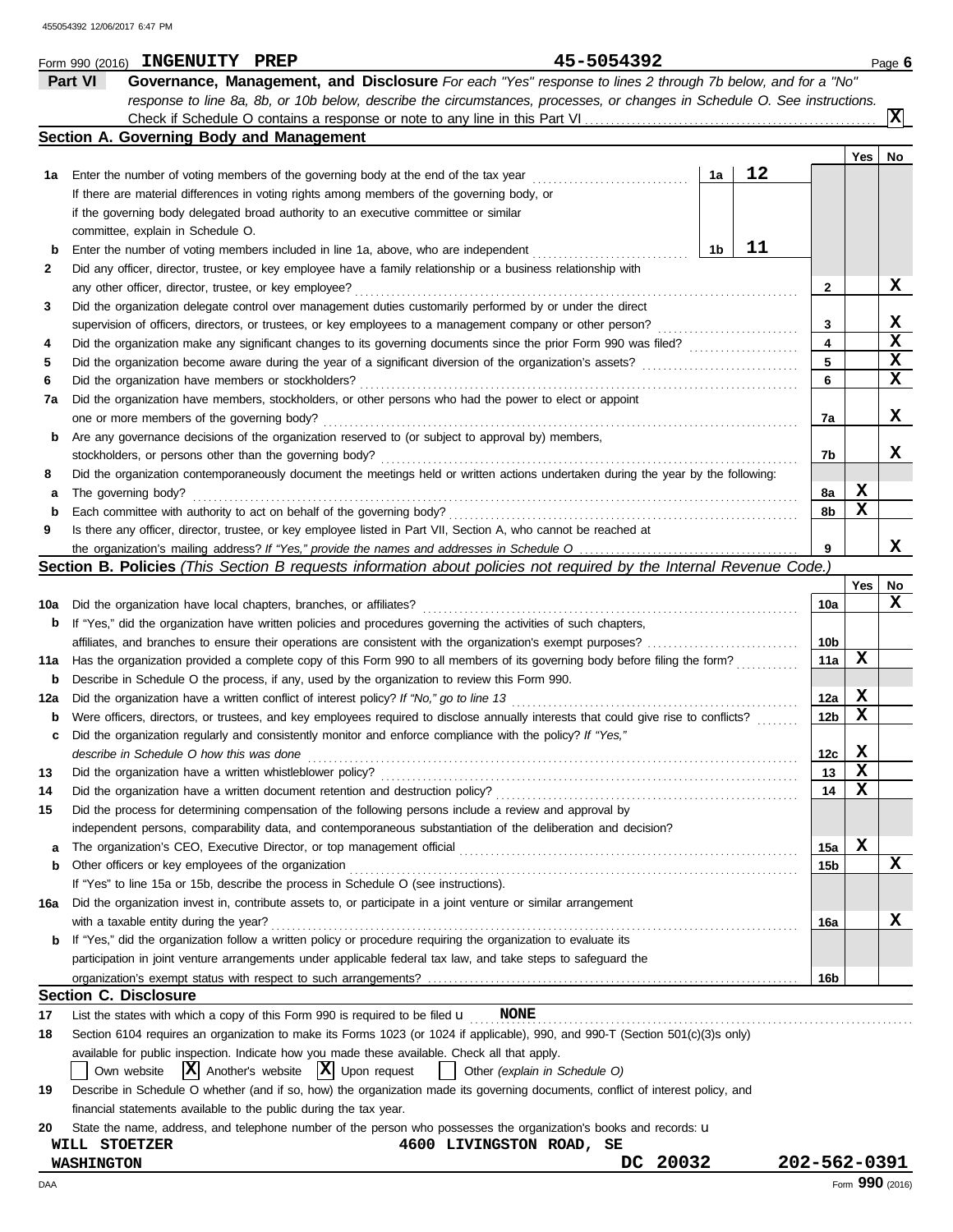455054392 12/06/2017 6:47 PM

Form 990 (2016) **INGENUITY PREP** 45-5054392 Page **6**

## Part VI Governance, Management, and Disclosure

*For each "Yes" response to lines 2 through 7b below, and for a "No" response to line 8a, 8b, or 10b below, describe the circumstances, processes, or changes in Schedule O. See instructions.*

Check if Schedule O contains a response or note to any line in this Part VI . . . . . . . . . . **X**

### Section A. Governing Body and Management

| | | | | Yes | No |
|---|---|---|---|---|---|
| 1a | Enter the number of voting members of the governing body at the end of the tax year | 1a | 12 | | |
| | If there are material differences in voting rights among members of the governing body, or if the governing body delegated broad authority to an executive committee or similar committee, explain in Schedule O. | | | | |
| b | Enter the number of voting members included in line 1a, above, who are independent | 1b | 11 | | |
| 2 | Did any officer, director, trustee, or key employee have a family relationship or a business relationship with any other officer, director, trustee, or key employee? | 2 | | | X |
| 3 | Did the organization delegate control over management duties customarily performed by or under the direct supervision of officers, directors, or trustees, or key employees to a management company or other person? | 3 | | | X |
| 4 | Did the organization make any significant changes to its governing documents since the prior Form 990 was filed? | 4 | | | X |
| 5 | Did the organization become aware during the year of a significant diversion of the organization's assets? | 5 | | | X |
| 6 | Did the organization have members or stockholders? | 6 | | | X |
| 7a | Did the organization have members, stockholders, or other persons who had the power to elect or appoint one or more members of the governing body? | 7a | | | X |
| b | Are any governance decisions of the organization reserved to (or subject to approval by) members, stockholders, or persons other than the governing body? | 7b | | | X |
| 8 | Did the organization contemporaneously document the meetings held or written actions undertaken during the year by the following: | | | | |
| a | The governing body? | 8a | | X | |
| b | Each committee with authority to act on behalf of the governing body? | 8b | | X | |
| 9 | Is there any officer, director, trustee, or key employee listed in Part VII, Section A, who cannot be reached at the organization's mailing address? *If "Yes," provide the names and addresses in Schedule O* | 9 | | | X |

### Section B. Policies *(This Section B requests information about policies not required by the Internal Revenue Code.)*

| | | | Yes | No |
|---|---|---|---|---|
| 10a | Did the organization have local chapters, branches, or affiliates? | 10a | | X |
| b | If "Yes," did the organization have written policies and procedures governing the activities of such chapters, affiliates, and branches to ensure their operations are consistent with the organization's exempt purposes? | 10b | | |
| 11a | Has the organization provided a complete copy of this Form 990 to all members of its governing body before filing the form? | 11a | X | |
| b | Describe in Schedule O the process, if any, used by the organization to review this Form 990. | | | |
| 12a | Did the organization have a written conflict of interest policy? *If "No," go to line 13* | 12a | X | |
| b | Were officers, directors, or trustees, and key employees required to disclose annually interests that could give rise to conflicts? | 12b | X | |
| c | Did the organization regularly and consistently monitor and enforce compliance with the policy? *If "Yes," describe in Schedule O how this was done* | 12c | X | |
| 13 | Did the organization have a written whistleblower policy? | 13 | X | |
| 14 | Did the organization have a written document retention and destruction policy? | 14 | X | |
| 15 | Did the process for determining compensation of the following persons include a review and approval by independent persons, comparability data, and contemporaneous substantiation of the deliberation and decision? | | | |
| a | The organization's CEO, Executive Director, or top management official | 15a | X | |
| b | Other officers or key employees of the organization | 15b | | X |
| | If "Yes" to line 15a or 15b, describe the process in Schedule O (see instructions). | | | |
| 16a | Did the organization invest in, contribute assets to, or participate in a joint venture or similar arrangement with a taxable entity during the year? | 16a | | X |
| b | If "Yes," did the organization follow a written policy or procedure requiring the organization to evaluate its participation in joint venture arrangements under applicable federal tax law, and take steps to safeguard the organization's exempt status with respect to such arrangements? | 16b | | |

### Section C. Disclosure

17 List the states with which a copy of this Form 990 is required to be filed u **NONE**

18 Section 6104 requires an organization to make its Forms 1023 (or 1024 if applicable), 990, and 990-T (Section 501(c)(3)s only) available for public inspection. Indicate how you made these available. Check all that apply.

[ ] Own website [X] Another's website [X] Upon request [ ] Other *(explain in Schedule O)*

19 Describe in Schedule O whether (and if so, how) the organization made its governing documents, conflict of interest policy, and financial statements available to the public during the tax year.

20 State the name, address, and telephone number of the person who possesses the organization's books and records: u

**WILL STOETZER** **4600 LIVINGSTON ROAD, SE**
**WASHINGTON** **DC 20032** **202-562-0391**

DAA Form **990** (2016)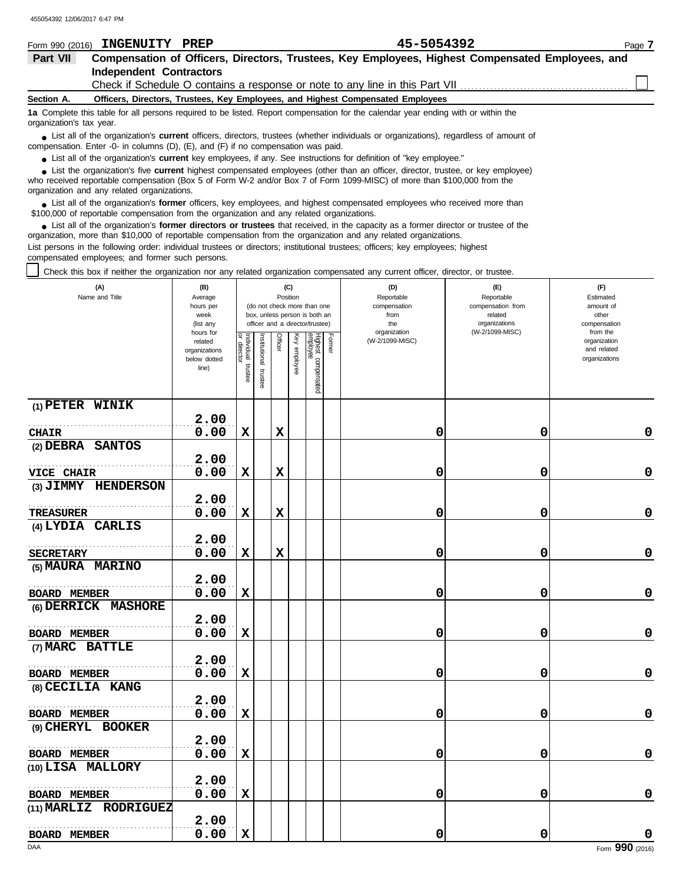Form 990 (2016) **INGENUITY PREP** **45-5054392**

**Part VII** **Compensation of Officers, Directors, Trustees, Key Employees, Highest Compensated Employees, and Independent Contractors**

Check if Schedule O contains a response or note to any line in this Part VII ☐

**Section A.** **Officers, Directors, Trustees, Key Employees, and Highest Compensated Employees**

**1a** Complete this table for all persons required to be listed. Report compensation for the calendar year ending with or within the organization's tax year.

- List all of the organization's **current** officers, directors, trustees (whether individuals or organizations), regardless of amount of compensation. Enter -0- in columns (D), (E), and (F) if no compensation was paid.
- List all of the organization's **current** key employees, if any. See instructions for definition of "key employee."
- List the organization's five **current** highest compensated employees (other than an officer, director, trustee, or key employee) who received reportable compensation (Box 5 of Form W-2 and/or Box 7 of Form 1099-MISC) of more than $100,000 from the organization and any related organizations.
- List all of the organization's **former** officers, key employees, and highest compensated employees who received more than $100,000 of reportable compensation from the organization and any related organizations.
- List all of the organization's **former directors or trustees** that received, in the capacity as a former director or trustee of the organization, more than $10,000 of reportable compensation from the organization and any related organizations.

List persons in the following order: individual trustees or directors; institutional trustees; officers; key employees; highest compensated employees; and former such persons.

☐ Check this box if neither the organization nor any related organization compensated any current officer, director, or trustee.

| (A) Name and Title | (B) Average hours per week (list any hours for related organizations below dotted line) | (C) Position (do not check more than one box, unless person is both an officer and a director/trustee): Individual trustee or director | Institutional trustee | Officer | Key employee | Highest compensated employee | Former | (D) Reportable compensation from the organization (W-2/1099-MISC) | (E) Reportable compensation from related organizations (W-2/1099-MISC) | (F) Estimated amount of other compensation from the organization and related organizations |
|---|---|---|---|---|---|---|---|---|---|---|
| (1) PETER WINIK<br>CHAIR | 2.00<br>0.00 | X | | X | | | | 0 | 0 | 0 |
| (2) DEBRA SANTOS<br>VICE CHAIR | 2.00<br>0.00 | X | | X | | | | 0 | 0 | 0 |
| (3) JIMMY HENDERSON<br>TREASURER | 2.00<br>0.00 | X | | X | | | | 0 | 0 | 0 |
| (4) LYDIA CARLIS<br>SECRETARY | 2.00<br>0.00 | X | | X | | | | 0 | 0 | 0 |
| (5) MAURA MARINO<br>BOARD MEMBER | 2.00<br>0.00 | X | | | | | | 0 | 0 | 0 |
| (6) DERRICK MASHORE<br>BOARD MEMBER | 2.00<br>0.00 | X | | | | | | 0 | 0 | 0 |
| (7) MARC BATTLE<br>BOARD MEMBER | 2.00<br>0.00 | X | | | | | | 0 | 0 | 0 |
| (8) CECILIA KANG<br>BOARD MEMBER | 2.00<br>0.00 | X | | | | | | 0 | 0 | 0 |
| (9) CHERYL BOOKER<br>BOARD MEMBER | 2.00<br>0.00 | X | | | | | | 0 | 0 | 0 |
| (10) LISA MALLORY<br>BOARD MEMBER | 2.00<br>0.00 | X | | | | | | 0 | 0 | 0 |
| (11) MARLIZ RODRIGUEZ<br>BOARD MEMBER | 2.00<br>0.00 | X | | | | | | 0 | 0 | 0 |

Form **990** (2016)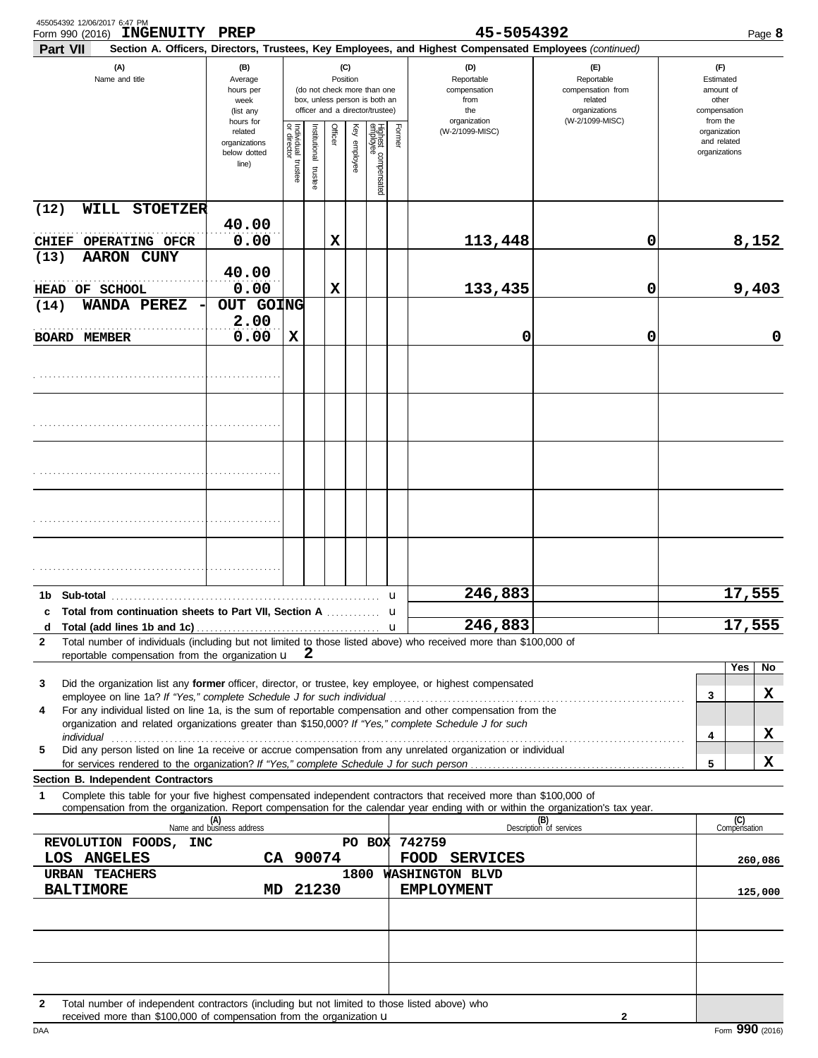Form 990 (2016) **INGENUITY PREP** **45-5054392** Page **8**

**Part VII** **Section A. Officers, Directors, Trustees, Key Employees, and Highest Compensated Employees** *(continued)*

| (A) Name and title | (B) Average hours per week (list any hours for related organizations below dotted line) | (C) Position: Individual trustee or director | Institutional trustee | Officer | Key employee | Highest compensated employee | Former | (D) Reportable compensation from the organization (W-2/1099-MISC) | (E) Reportable compensation from related organizations (W-2/1099-MISC) | (F) Estimated amount of other compensation from the organization and related organizations |
|---|---|---|---|---|---|---|---|---|---|---|
| (12) WILL STOETZER<br>CHIEF OPERATING OFCR | 40.00<br>0.00 | | | X | | | | 113,448 | 0 | 8,152 |
| (13) AARON CUNY<br>HEAD OF SCHOOL | 40.00<br>0.00 | | | X | | | | 133,435 | 0 | 9,403 |
| (14) WANDA PEREZ - OUT GOING<br>BOARD MEMBER | 2.00<br>0.00 | X | | | | | | 0 | 0 | 0 |
| | | | | | | | | | | |
| | | | | | | | | | | |
| | | | | | | | | | | |
| | | | | | | | | | | |
| | | | | | | | | | | |
| **1b Sub-total** | | | | | | | | 246,883 | | 17,555 |
| **c Total from continuation sheets to Part VII, Section A** | | | | | | | | | | |
| **d Total (add lines 1b and 1c)** | | | | | | | | 246,883 | | 17,555 |

**2** Total number of individuals (including but not limited to those listed above) who received more than $100,000 of reportable compensation from the organization u **2**

| | | Yes | No |
|---|---|---|---|
| **3** Did the organization list any **former** officer, director, or trustee, key employee, or highest compensated employee on line 1a? *If "Yes," complete Schedule J for such individual* | 3 | | X |
| **4** For any individual listed on line 1a, is the sum of reportable compensation and other compensation from the organization and related organizations greater than $150,000? *If "Yes," complete Schedule J for such individual* | 4 | | X |
| **5** Did any person listed on line 1a receive or accrue compensation from any unrelated organization or individual for services rendered to the organization? *If "Yes," complete Schedule J for such person* | 5 | | X |

**Section B. Independent Contractors**

**1** Complete this table for your five highest compensated independent contractors that received more than $100,000 of compensation from the organization. Report compensation for the calendar year ending with or within the organization's tax year.

| (A) Name and business address | (B) Description of services | (C) Compensation |
|---|---|---|
| REVOLUTION FOODS, INC PO BOX 742759<br>LOS ANGELES CA 90074 | FOOD SERVICES | 260,086 |
| URBAN TEACHERS 1800 WASHINGTON BLVD<br>BALTIMORE MD 21230 | EMPLOYMENT | 125,000 |
| | | |
| | | |
| | | |

**2** Total number of independent contractors (including but not limited to those listed above) who received more than $100,000 of compensation from the organization u **2**

DAA Form **990** (2016)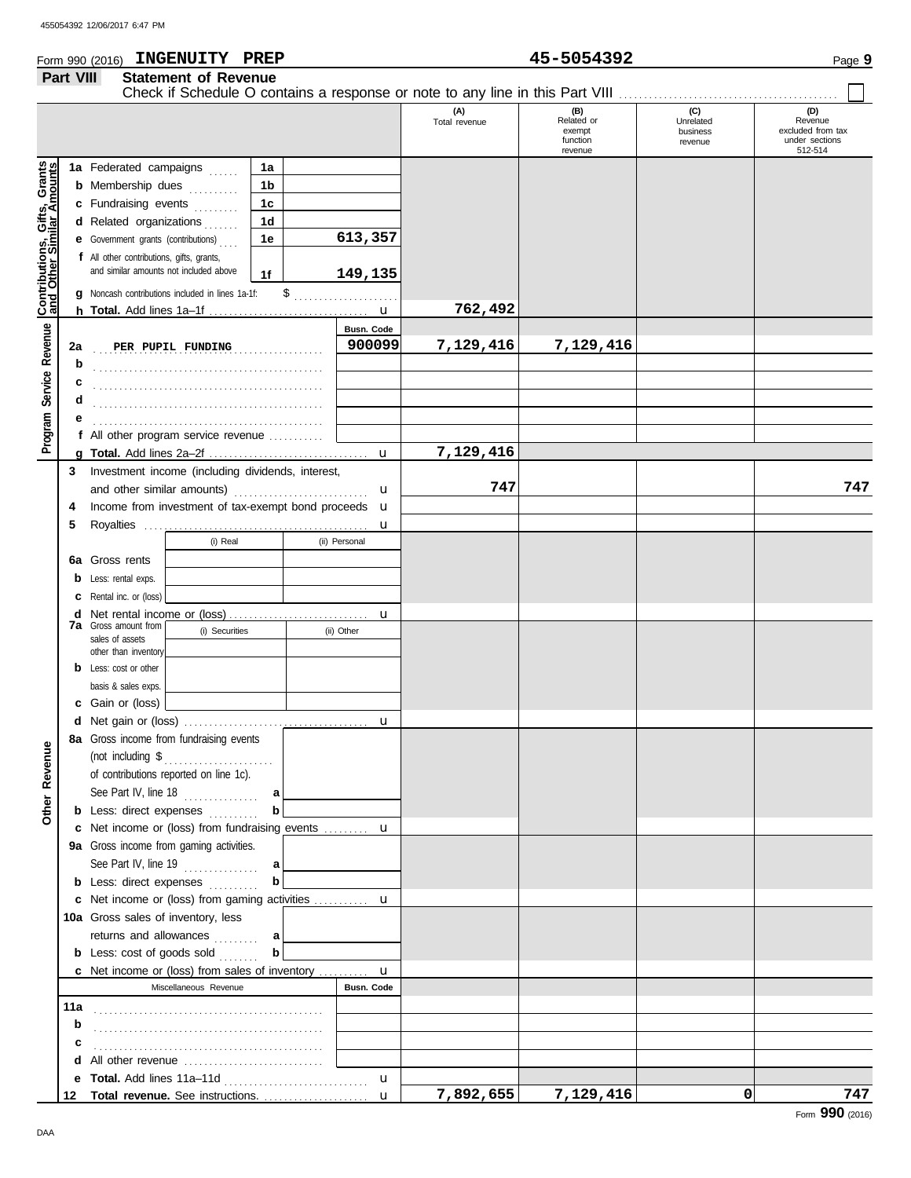Form 990 (2016) **INGENUITY PREP** **45-5054392** Page **9**

## Part VIII Statement of Revenue

Check if Schedule O contains a response or note to any line in this Part VIII ☐

| | | | (A) Total revenue | (B) Related or exempt function revenue | (C) Unrelated business revenue | (D) Revenue excluded from tax under sections 512-514 |
|---|---|---|---|---|---|---|
| **Contributions, Gifts, Grants and Other Similar Amounts** | **1a** Federated campaigns | 1a | | | | |
| | **b** Membership dues | 1b | | | | |
| | **c** Fundraising events | 1c | | | | |
| | **d** Related organizations | 1d | | | | |
| | **e** Government grants (contributions) | 1e 613,357 | | | | |
| | **f** All other contributions, gifts, grants, and similar amounts not included above | 1f 149,135 | | | | |
| | **g** Noncash contributions included in lines 1a-1f: $ | | | | | |
| | **h Total.** Add lines 1a–1f | | 762,492 | | | |
| **Program Service Revenue** | | Busn. Code | | | | |
| | **2a** PER PUPIL FUNDING | 900099 | 7,129,416 | 7,129,416 | | |
| | **b** | | | | | |
| | **c** | | | | | |
| | **d** | | | | | |
| | **e** | | | | | |
| | **f** All other program service revenue | | | | | |
| | **g Total.** Add lines 2a–2f | | 7,129,416 | | | |
| **Other Revenue** | **3** Investment income (including dividends, interest, and other similar amounts) | | 747 | | | 747 |
| | **4** Income from investment of tax-exempt bond proceeds | | | | | |
| | **5** Royalties | | | | | |
| | **6a** Gross rents — (i) Real / (ii) Personal | | | | | |
| | **b** Less: rental exps. | | | | | |
| | **c** Rental inc. or (loss) | | | | | |
| | **d** Net rental income or (loss) | | | | | |
| | **7a** Gross amount from sales of assets other than inventory — (i) Securities / (ii) Other | | | | | |
| | **b** Less: cost or other basis & sales exps. | | | | | |
| | **c** Gain or (loss) | | | | | |
| | **d** Net gain or (loss) | | | | | |
| | **8a** Gross income from fundraising events (not including $ of contributions reported on line 1c). See Part IV, line 18 | a | | | | |
| | **b** Less: direct expenses | b | | | | |
| | **c** Net income or (loss) from fundraising events | | | | | |
| | **9a** Gross income from gaming activities. See Part IV, line 19 | a | | | | |
| | **b** Less: direct expenses | b | | | | |
| | **c** Net income or (loss) from gaming activities | | | | | |
| | **10a** Gross sales of inventory, less returns and allowances | a | | | | |
| | **b** Less: cost of goods sold | b | | | | |
| | **c** Net income or (loss) from sales of inventory | | | | | |
| | Miscellaneous Revenue | Busn. Code | | | | |
| | **11a** | | | | | |
| | **b** | | | | | |
| | **c** | | | | | |
| | **d** All other revenue | | | | | |
| | **e Total.** Add lines 11a–11d | | | | | |
| | **12 Total revenue.** See instructions. | | 7,892,655 | 7,129,416 | 0 | 747 |

Form **990** (2016)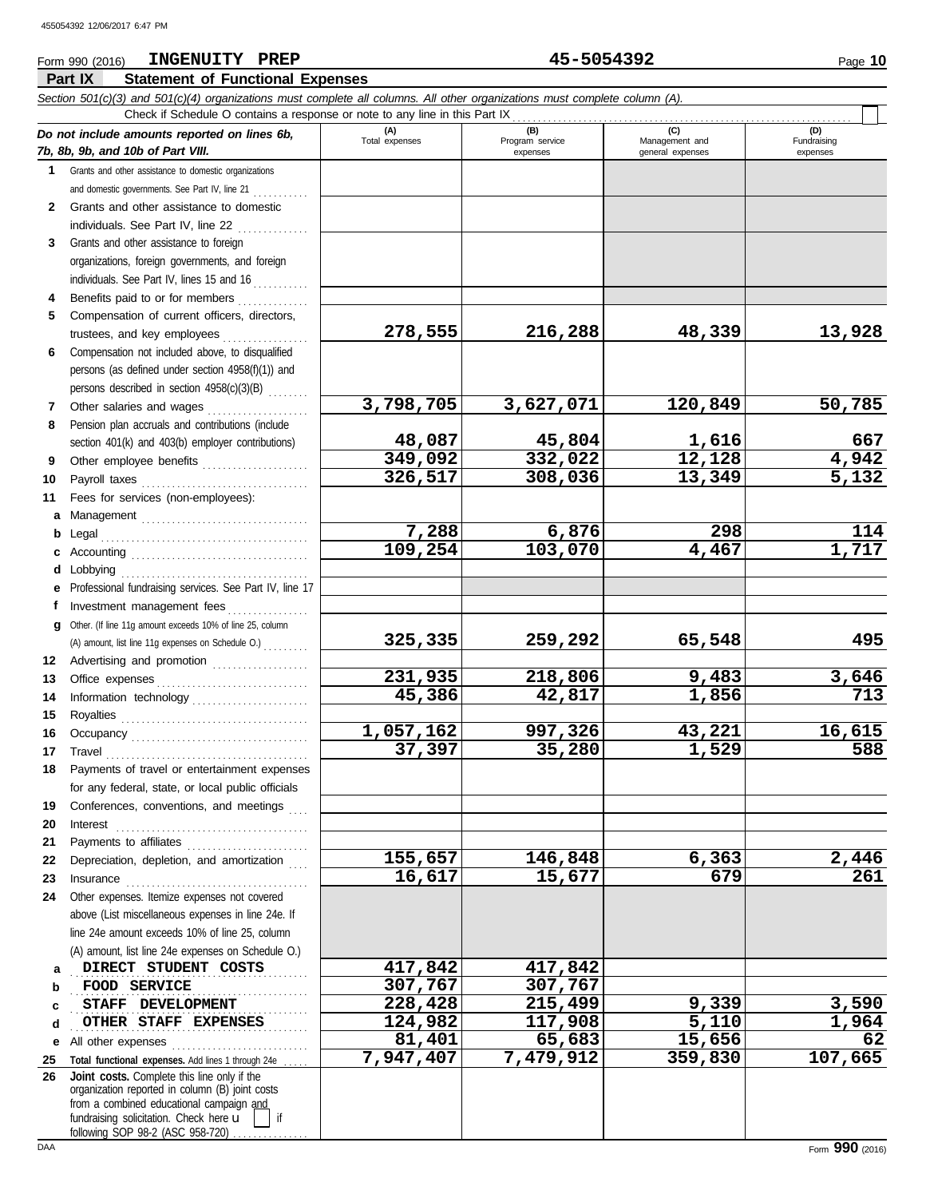Form 990 (2016) **INGENUITY PREP** **45-5054392** Page **10**

## Part IX Statement of Functional Expenses

*Section 501(c)(3) and 501(c)(4) organizations must complete all columns. All other organizations must complete column (A).*

Check if Schedule O contains a response or note to any line in this Part IX

| *Do not include amounts reported on lines 6b, 7b, 8b, 9b, and 10b of Part VIII.* | (A) Total expenses | (B) Program service expenses | (C) Management and general expenses | (D) Fundraising expenses |
|---|---|---|---|---|
| **1** Grants and other assistance to domestic organizations and domestic governments. See Part IV, line 21 | | | | |
| **2** Grants and other assistance to domestic individuals. See Part IV, line 22 | | | | |
| **3** Grants and other assistance to foreign organizations, foreign governments, and foreign individuals. See Part IV, lines 15 and 16 | | | | |
| **4** Benefits paid to or for members | | | | |
| **5** Compensation of current officers, directors, trustees, and key employees | 278,555 | 216,288 | 48,339 | 13,928 |
| **6** Compensation not included above, to disqualified persons (as defined under section 4958(f)(1)) and persons described in section 4958(c)(3)(B) | | | | |
| **7** Other salaries and wages | 3,798,705 | 3,627,071 | 120,849 | 50,785 |
| **8** Pension plan accruals and contributions (include section 401(k) and 403(b) employer contributions) | 48,087 | 45,804 | 1,616 | 667 |
| **9** Other employee benefits | 349,092 | 332,022 | 12,128 | 4,942 |
| **10** Payroll taxes | 326,517 | 308,036 | 13,349 | 5,132 |
| **11** Fees for services (non-employees): | | | | |
| **a** Management | | | | |
| **b** Legal | 7,288 | 6,876 | 298 | 114 |
| **c** Accounting | 109,254 | 103,070 | 4,467 | 1,717 |
| **d** Lobbying | | | | |
| **e** Professional fundraising services. See Part IV, line 17 | | | | |
| **f** Investment management fees | | | | |
| **g** Other. (If line 11g amount exceeds 10% of line 25, column (A) amount, list line 11g expenses on Schedule O.) | 325,335 | 259,292 | 65,548 | 495 |
| **12** Advertising and promotion | | | | |
| **13** Office expenses | 231,935 | 218,806 | 9,483 | 3,646 |
| **14** Information technology | 45,386 | 42,817 | 1,856 | 713 |
| **15** Royalties | | | | |
| **16** Occupancy | 1,057,162 | 997,326 | 43,221 | 16,615 |
| **17** Travel | 37,397 | 35,280 | 1,529 | 588 |
| **18** Payments of travel or entertainment expenses for any federal, state, or local public officials | | | | |
| **19** Conferences, conventions, and meetings | | | | |
| **20** Interest | | | | |
| **21** Payments to affiliates | | | | |
| **22** Depreciation, depletion, and amortization | 155,657 | 146,848 | 6,363 | 2,446 |
| **23** Insurance | 16,617 | 15,677 | 679 | 261 |
| **24** Other expenses. Itemize expenses not covered above (List miscellaneous expenses in line 24e. If line 24e amount exceeds 10% of line 25, column (A) amount, list line 24e expenses on Schedule O.) | | | | |
| **a** DIRECT STUDENT COSTS | 417,842 | 417,842 | | |
| **b** FOOD SERVICE | 307,767 | 307,767 | | |
| **c** STAFF DEVELOPMENT | 228,428 | 215,499 | 9,339 | 3,590 |
| **d** OTHER STAFF EXPENSES | 124,982 | 117,908 | 5,110 | 1,964 |
| **e** All other expenses | 81,401 | 65,683 | 15,656 | 62 |
| **25** **Total functional expenses.** Add lines 1 through 24e | 7,947,407 | 7,479,912 | 359,830 | 107,665 |
| **26** **Joint costs.** Complete this line only if the organization reported in column (B) joint costs from a combined educational campaign and fundraising solicitation. Check here u [ ] if following SOP 98-2 (ASC 958-720) | | | | |

Form **990** (2016)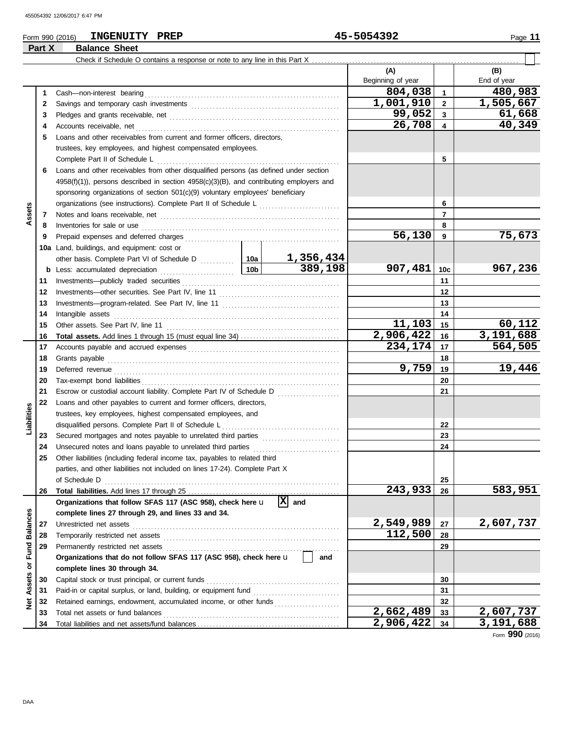455054392 12/06/2017 6:47 PM

Form 990 (2016) **INGENUITY PREP** **45-5054392**

## Part X Balance Sheet

Check if Schedule O contains a response or note to any line in this Part X . . . . . . . . . . . . . . . . . . . . . . . . . . . . . ☐

| Section | Line | Description | | (A) Beginning of year | | (B) End of year |
|---|---|---|---|---|---|---|
| Assets | 1 | Cash—non-interest bearing | | 804,038 | 1 | 480,983 |
| | 2 | Savings and temporary cash investments | | 1,001,910 | 2 | 1,505,667 |
| | 3 | Pledges and grants receivable, net | | 99,052 | 3 | 61,668 |
| | 4 | Accounts receivable, net | | 26,708 | 4 | 40,349 |
| | 5 | Loans and other receivables from current and former officers, directors, trustees, key employees, and highest compensated employees. Complete Part II of Schedule L | | | 5 | |
| | 6 | Loans and other receivables from other disqualified persons (as defined under section 4958(f)(1)), persons described in section 4958(c)(3)(B), and contributing employers and sponsoring organizations of section 501(c)(9) voluntary employees' beneficiary organizations (see instructions). Complete Part II of Schedule L | | | 6 | |
| | 7 | Notes and loans receivable, net | | | 7 | |
| | 8 | Inventories for sale or use | | | 8 | |
| | 9 | Prepaid expenses and deferred charges | | 56,130 | 9 | 75,673 |
| | 10a | Land, buildings, and equipment: cost or other basis. Complete Part VI of Schedule D | 10a 1,356,434 | | | |
| | b | Less: accumulated depreciation | 10b 389,198 | 907,481 | 10c | 967,236 |
| | 11 | Investments—publicly traded securities | | | 11 | |
| | 12 | Investments—other securities. See Part IV, line 11 | | | 12 | |
| | 13 | Investments—program-related. See Part IV, line 11 | | | 13 | |
| | 14 | Intangible assets | | | 14 | |
| | 15 | Other assets. See Part IV, line 11 | | 11,103 | 15 | 60,112 |
| | 16 | **Total assets.** Add lines 1 through 15 (must equal line 34) | | 2,906,422 | 16 | 3,191,688 |
| Liabilities | 17 | Accounts payable and accrued expenses | | 234,174 | 17 | 564,505 |
| | 18 | Grants payable | | | 18 | |
| | 19 | Deferred revenue | | 9,759 | 19 | 19,446 |
| | 20 | Tax-exempt bond liabilities | | | 20 | |
| | 21 | Escrow or custodial account liability. Complete Part IV of Schedule D | | | 21 | |
| | 22 | Loans and other payables to current and former officers, directors, trustees, key employees, highest compensated employees, and disqualified persons. Complete Part II of Schedule L | | | 22 | |
| | 23 | Secured mortgages and notes payable to unrelated third parties | | | 23 | |
| | 24 | Unsecured notes and loans payable to unrelated third parties | | | 24 | |
| | 25 | Other liabilities (including federal income tax, payables to related third parties, and other liabilities not included on lines 17-24). Complete Part X of Schedule D | | | 25 | |
| | 26 | **Total liabilities.** Add lines 17 through 25 | | 243,933 | 26 | 583,951 |
| Net Assets or Fund Balances | | **Organizations that follow SFAS 117 (ASC 958), check here** ☒ **and complete lines 27 through 29, and lines 33 and 34.** | | | | |
| | 27 | Unrestricted net assets | | 2,549,989 | 27 | 2,607,737 |
| | 28 | Temporarily restricted net assets | | 112,500 | 28 | |
| | 29 | Permanently restricted net assets | | | 29 | |
| | | **Organizations that do not follow SFAS 117 (ASC 958), check here** ☐ **and complete lines 30 through 34.** | | | | |
| | 30 | Capital stock or trust principal, or current funds | | | 30 | |
| | 31 | Paid-in or capital surplus, or land, building, or equipment fund | | | 31 | |
| | 32 | Retained earnings, endowment, accumulated income, or other funds | | | 32 | |
| | 33 | Total net assets or fund balances | | 2,662,489 | 33 | 2,607,737 |
| | 34 | Total liabilities and net assets/fund balances | | 2,906,422 | 34 | 3,191,688 |

Form **990** (2016)

DAA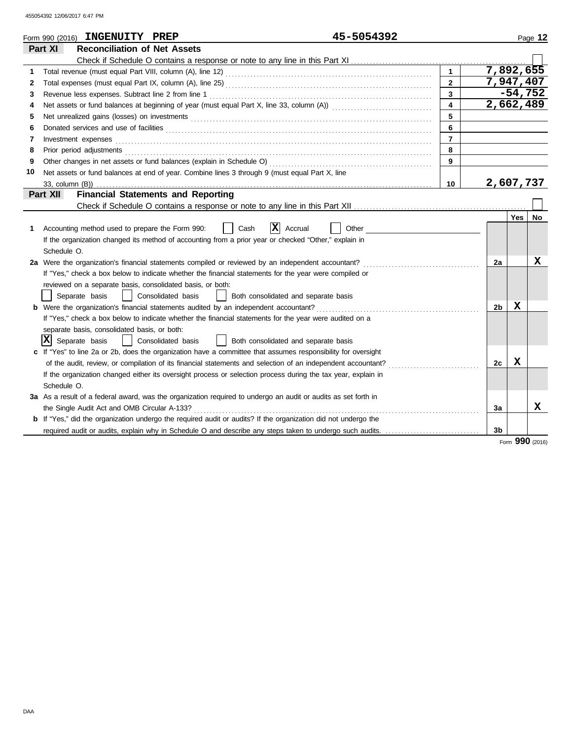Form 990 (2016) **INGENUITY PREP** **45-5054392**

## Part XI Reconciliation of Net Assets

Check if Schedule O contains a response or note to any line in this Part XI . . . . . . ☐

| | | | |
|---|---|---|---|
| 1 | Total revenue (must equal Part VIII, column (A), line 12) | 1 | 7,892,655 |
| 2 | Total expenses (must equal Part IX, column (A), line 25) | 2 | 7,947,407 |
| 3 | Revenue less expenses. Subtract line 2 from line 1 | 3 | -54,752 |
| 4 | Net assets or fund balances at beginning of year (must equal Part X, line 33, column (A)) | 4 | 2,662,489 |
| 5 | Net unrealized gains (losses) on investments | 5 | |
| 6 | Donated services and use of facilities | 6 | |
| 7 | Investment expenses | 7 | |
| 8 | Prior period adjustments | 8 | |
| 9 | Other changes in net assets or fund balances (explain in Schedule O) | 9 | |
| 10 | Net assets or fund balances at end of year. Combine lines 3 through 9 (must equal Part X, line 33, column (B)) | 10 | 2,607,737 |

## Part XII Financial Statements and Reporting

Check if Schedule O contains a response or note to any line in this Part XII . . . . . . ☐

| | | | Yes | No |
|---|---|---|---|---|
| 1 | Accounting method used to prepare the Form 990: ☐ Cash ☒ Accrual ☐ Other ______<br>If the organization changed its method of accounting from a prior year or checked "Other," explain in Schedule O. | | | |
| 2a | Were the organization's financial statements compiled or reviewed by an independent accountant? | 2a | | X |
| | If "Yes," check a box below to indicate whether the financial statements for the year were compiled or reviewed on a separate basis, consolidated basis, or both:<br>☐ Separate basis ☐ Consolidated basis ☐ Both consolidated and separate basis | | | |
| b | Were the organization's financial statements audited by an independent accountant? | 2b | X | |
| | If "Yes," check a box below to indicate whether the financial statements for the year were audited on a separate basis, consolidated basis, or both:<br>☒ Separate basis ☐ Consolidated basis ☐ Both consolidated and separate basis | | | |
| c | If "Yes" to line 2a or 2b, does the organization have a committee that assumes responsibility for oversight of the audit, review, or compilation of its financial statements and selection of an independent accountant? | 2c | X | |
| | If the organization changed either its oversight process or selection process during the tax year, explain in Schedule O. | | | |
| 3a | As a result of a federal award, was the organization required to undergo an audit or audits as set forth in the Single Audit Act and OMB Circular A-133? | 3a | | X |
| b | If "Yes," did the organization undergo the required audit or audits? If the organization did not undergo the required audit or audits, explain why in Schedule O and describe any steps taken to undergo such audits. | 3b | | |

Form **990** (2016)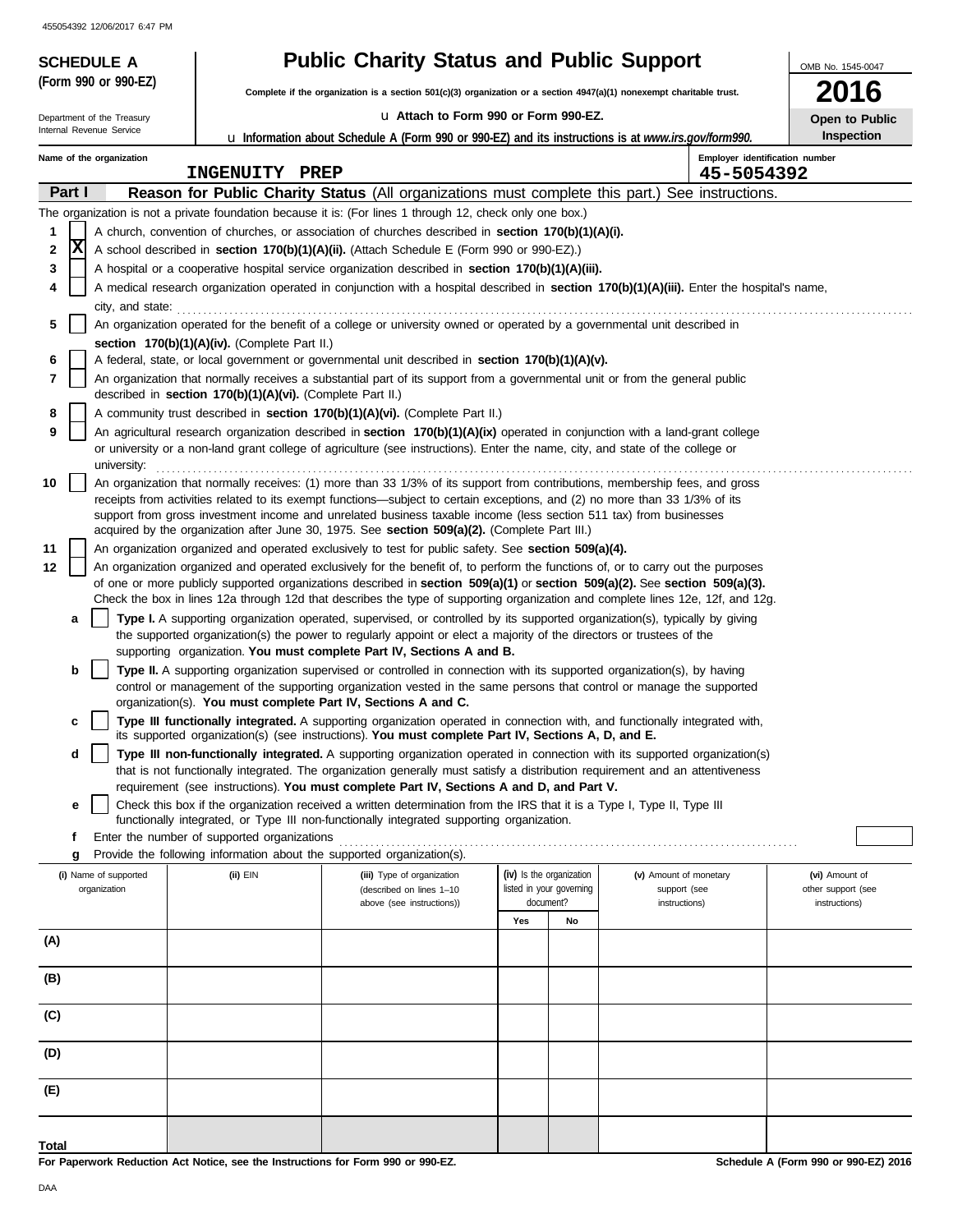455054392 12/06/2017 6:47 PM

**SCHEDULE A**
**(Form 990 or 990-EZ)**

Department of the Treasury
Internal Revenue Service

# Public Charity Status and Public Support

**Complete if the organization is a section 501(c)(3) organization or a section 4947(a)(1) nonexempt charitable trust.**

u **Attach to Form 990 or Form 990-EZ.**

u **Information about Schedule A (Form 990 or 990-EZ) and its instructions is at *www.irs.gov/form990.***

OMB No. 1545-0047

**2016**

**Open to Public Inspection**

**Name of the organization**
INGENUITY PREP

**Employer identification number**
45-5054392

**Part I** **Reason for Public Charity Status** (All organizations must complete this part.) See instructions.

The organization is not a private foundation because it is: (For lines 1 through 12, check only one box.)

1 [ ] A church, convention of churches, or association of churches described in **section 170(b)(1)(A)(i).**

2 [X] A school described in **section 170(b)(1)(A)(ii).** (Attach Schedule E (Form 990 or 990-EZ).)

3 [ ] A hospital or a cooperative hospital service organization described in **section 170(b)(1)(A)(iii).**

4 [ ] A medical research organization operated in conjunction with a hospital described in **section 170(b)(1)(A)(iii).** Enter the hospital's name, city, and state:

5 [ ] An organization operated for the benefit of a college or university owned or operated by a governmental unit described in **section 170(b)(1)(A)(iv).** (Complete Part II.)

6 [ ] A federal, state, or local government or governmental unit described in **section 170(b)(1)(A)(v).**

7 [ ] An organization that normally receives a substantial part of its support from a governmental unit or from the general public described in **section 170(b)(1)(A)(vi).** (Complete Part II.)

8 [ ] A community trust described in **section 170(b)(1)(A)(vi).** (Complete Part II.)

9 [ ] An agricultural research organization described in **section 170(b)(1)(A)(ix)** operated in conjunction with a land-grant college or university or a non-land grant college of agriculture (see instructions). Enter the name, city, and state of the college or university:

10 [ ] An organization that normally receives: (1) more than 33 1/3% of its support from contributions, membership fees, and gross receipts from activities related to its exempt functions—subject to certain exceptions, and (2) no more than 33 1/3% of its support from gross investment income and unrelated business taxable income (less section 511 tax) from businesses acquired by the organization after June 30, 1975. See **section 509(a)(2).** (Complete Part III.)

11 [ ] An organization organized and operated exclusively to test for public safety. See **section 509(a)(4).**

12 [ ] An organization organized and operated exclusively for the benefit of, to perform the functions of, or to carry out the purposes of one or more publicly supported organizations described in **section 509(a)(1)** or **section 509(a)(2).** See **section 509(a)(3).** Check the box in lines 12a through 12d that describes the type of supporting organization and complete lines 12e, 12f, and 12g.

a [ ] **Type I.** A supporting organization operated, supervised, or controlled by its supported organization(s), typically by giving the supported organization(s) the power to regularly appoint or elect a majority of the directors or trustees of the supporting organization. **You must complete Part IV, Sections A and B.**

b [ ] **Type II.** A supporting organization supervised or controlled in connection with its supported organization(s), by having control or management of the supporting organization vested in the same persons that control or manage the supported organization(s). **You must complete Part IV, Sections A and C.**

c [ ] **Type III functionally integrated.** A supporting organization operated in connection with, and functionally integrated with, its supported organization(s) (see instructions). **You must complete Part IV, Sections A, D, and E.**

d [ ] **Type III non-functionally integrated.** A supporting organization operated in connection with its supported organization(s) that is not functionally integrated. The organization generally must satisfy a distribution requirement and an attentiveness requirement (see instructions). **You must complete Part IV, Sections A and D, and Part V.**

e [ ] Check this box if the organization received a written determination from the IRS that it is a Type I, Type II, Type III functionally integrated, or Type III non-functionally integrated supporting organization.

f Enter the number of supported organizations

g Provide the following information about the supported organization(s).

| (i) Name of supported organization | (ii) EIN | (iii) Type of organization (described on lines 1–10 above (see instructions)) | (iv) Is the organization listed in your governing document? | | (v) Amount of monetary support (see instructions) | (vi) Amount of other support (see instructions) |
|---|---|---|---|---|---|---|
| | | | Yes | No | | |
| (A) | | | | | | |
| (B) | | | | | | |
| (C) | | | | | | |
| (D) | | | | | | |
| (E) | | | | | | |
| Total | | | | | | |

**For Paperwork Reduction Act Notice, see the Instructions for Form 990 or 990-EZ.** **Schedule A (Form 990 or 990-EZ) 2016**

DAA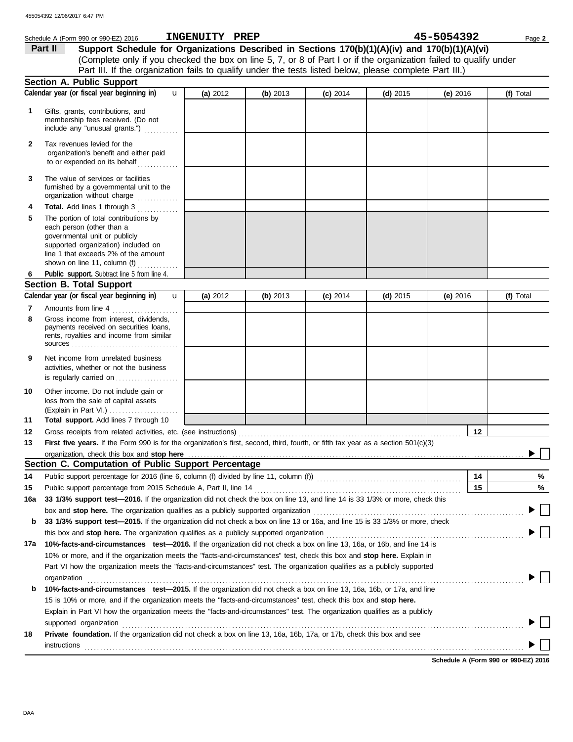Schedule A (Form 990 or 990-EZ) 2016 **INGENUITY PREP** **45-5054392** Page **2**

## Part II Support Schedule for Organizations Described in Sections 170(b)(1)(A)(iv) and 170(b)(1)(A)(vi)

(Complete only if you checked the box on line 5, 7, or 8 of Part I or if the organization failed to qualify under Part III. If the organization fails to qualify under the tests listed below, please complete Part III.)

### Section A. Public Support

| Calendar year (or fiscal year beginning in) | (a) 2012 | (b) 2013 | (c) 2014 | (d) 2015 | (e) 2016 | (f) Total |
|---|---|---|---|---|---|---|
| **1** Gifts, grants, contributions, and membership fees received. (Do not include any "unusual grants.") | | | | | | |
| **2** Tax revenues levied for the organization's benefit and either paid to or expended on its behalf | | | | | | |
| **3** The value of services or facilities furnished by a governmental unit to the organization without charge | | | | | | |
| **4** **Total.** Add lines 1 through 3 | | | | | | |
| **5** The portion of total contributions by each person (other than a governmental unit or publicly supported organization) included on line 1 that exceeds 2% of the amount shown on line 11, column (f) | | | | | | |
| **6** **Public support.** Subtract line 5 from line 4. | | | | | | |

### Section B. Total Support

| Calendar year (or fiscal year beginning in) | (a) 2012 | (b) 2013 | (c) 2014 | (d) 2015 | (e) 2016 | (f) Total |
|---|---|---|---|---|---|---|
| **7** Amounts from line 4 | | | | | | |
| **8** Gross income from interest, dividends, payments received on securities loans, rents, royalties and income from similar sources | | | | | | |
| **9** Net income from unrelated business activities, whether or not the business is regularly carried on | | | | | | |
| **10** Other income. Do not include gain or loss from the sale of capital assets (Explain in Part VI.) | | | | | | |
| **11** **Total support.** Add lines 7 through 10 | | | | | | |

**12** Gross receipts from related activities, etc. (see instructions) **12**

**13** **First five years.** If the Form 990 is for the organization's first, second, third, fourth, or fifth tax year as a section 501(c)(3) organization, check this box and **stop here** ☐

### Section C. Computation of Public Support Percentage

**14** Public support percentage for 2016 (line 6, column (f) divided by line 11, column (f)) **14** %

**15** Public support percentage from 2015 Schedule A, Part II, line 14 **15** %

**16a** **33 1/3% support test—2016.** If the organization did not check the box on line 13, and line 14 is 33 1/3% or more, check this box and **stop here.** The organization qualifies as a publicly supported organization ☐

**b** **33 1/3% support test—2015.** If the organization did not check a box on line 13 or 16a, and line 15 is 33 1/3% or more, check this box and **stop here.** The organization qualifies as a publicly supported organization ☐

**17a** **10%-facts-and-circumstances test—2016.** If the organization did not check a box on line 13, 16a, or 16b, and line 14 is 10% or more, and if the organization meets the "facts-and-circumstances" test, check this box and **stop here.** Explain in Part VI how the organization meets the "facts-and-circumstances" test. The organization qualifies as a publicly supported organization ☐

**b** **10%-facts-and-circumstances test—2015.** If the organization did not check a box on line 13, 16a, 16b, or 17a, and line 15 is 10% or more, and if the organization meets the "facts-and-circumstances" test, check this box and **stop here.** Explain in Part VI how the organization meets the "facts-and-circumstances" test. The organization qualifies as a publicly supported organization ☐

**18** **Private foundation.** If the organization did not check a box on line 13, 16a, 16b, 17a, or 17b, check this box and see instructions ☐

**Schedule A (Form 990 or 990-EZ) 2016**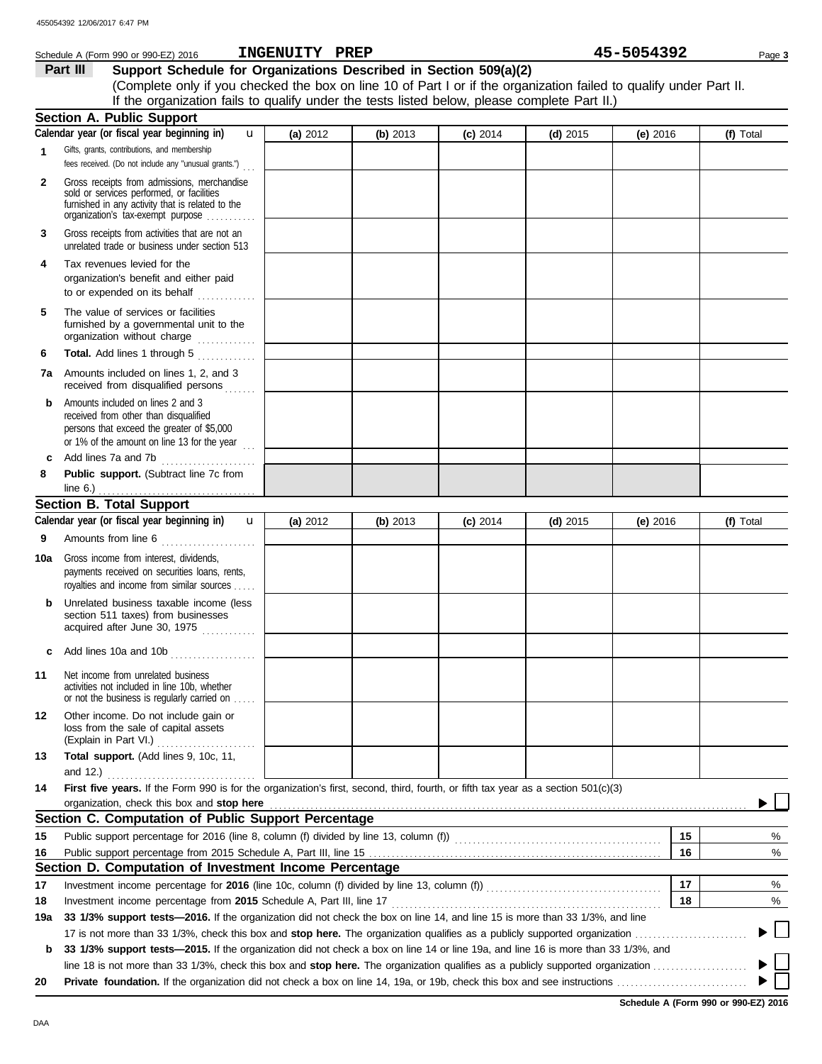Schedule A (Form 990 or 990-EZ) 2016 **INGENUITY PREP** **45-5054392**

## Part III Support Schedule for Organizations Described in Section 509(a)(2)

(Complete only if you checked the box on line 10 of Part I or if the organization failed to qualify under Part II. If the organization fails to qualify under the tests listed below, please complete Part II.)

### Section A. Public Support

| Calendar year (or fiscal year beginning in) | (a) 2012 | (b) 2013 | (c) 2014 | (d) 2015 | (e) 2016 | (f) Total |
|---|---|---|---|---|---|---|
| **1** Gifts, grants, contributions, and membership fees received. (Do not include any "unusual grants.") | | | | | | |
| **2** Gross receipts from admissions, merchandise sold or services performed, or facilities furnished in any activity that is related to the organization's tax-exempt purpose | | | | | | |
| **3** Gross receipts from activities that are not an unrelated trade or business under section 513 | | | | | | |
| **4** Tax revenues levied for the organization's benefit and either paid to or expended on its behalf | | | | | | |
| **5** The value of services or facilities furnished by a governmental unit to the organization without charge | | | | | | |
| **6** **Total.** Add lines 1 through 5 | | | | | | |
| **7a** Amounts included on lines 1, 2, and 3 received from disqualified persons | | | | | | |
| **b** Amounts included on lines 2 and 3 received from other than disqualified persons that exceed the greater of $5,000 or 1% of the amount on line 13 for the year | | | | | | |
| **c** Add lines 7a and 7b | | | | | | |
| **8** **Public support.** (Subtract line 7c from line 6.) | | | | | | |

### Section B. Total Support

| Calendar year (or fiscal year beginning in) | (a) 2012 | (b) 2013 | (c) 2014 | (d) 2015 | (e) 2016 | (f) Total |
|---|---|---|---|---|---|---|
| **9** Amounts from line 6 | | | | | | |
| **10a** Gross income from interest, dividends, payments received on securities loans, rents, royalties and income from similar sources | | | | | | |
| **b** Unrelated business taxable income (less section 511 taxes) from businesses acquired after June 30, 1975 | | | | | | |
| **c** Add lines 10a and 10b | | | | | | |
| **11** Net income from unrelated business activities not included in line 10b, whether or not the business is regularly carried on | | | | | | |
| **12** Other income. Do not include gain or loss from the sale of capital assets (Explain in Part VI.) | | | | | | |
| **13** **Total support.** (Add lines 9, 10c, 11, and 12.) | | | | | | |

**14** **First five years.** If the Form 990 is for the organization's first, second, third, fourth, or fifth tax year as a section 501(c)(3) organization, check this box and **stop here** ▶ ☐

### Section C. Computation of Public Support Percentage

| | | | |
|---|---|---|---|
| **15** | Public support percentage for 2016 (line 8, column (f) divided by line 13, column (f)) | **15** | % |
| **16** | Public support percentage from 2015 Schedule A, Part III, line 15 | **16** | % |

### Section D. Computation of Investment Income Percentage

| | | | |
|---|---|---|---|
| **17** | Investment income percentage for **2016** (line 10c, column (f) divided by line 13, column (f)) | **17** | % |
| **18** | Investment income percentage from **2015** Schedule A, Part III, line 17 | **18** | % |

**19a** **33 1/3% support tests—2016.** If the organization did not check the box on line 14, and line 15 is more than 33 1/3%, and line 17 is not more than 33 1/3%, check this box and **stop here.** The organization qualifies as a publicly supported organization ▶ ☐

**b** **33 1/3% support tests—2015.** If the organization did not check a box on line 14 or line 19a, and line 16 is more than 33 1/3%, and line 18 is not more than 33 1/3%, check this box and **stop here.** The organization qualifies as a publicly supported organization ▶ ☐

**20** **Private foundation.** If the organization did not check a box on line 14, 19a, or 19b, check this box and see instructions ▶ ☐

**Schedule A (Form 990 or 990-EZ) 2016**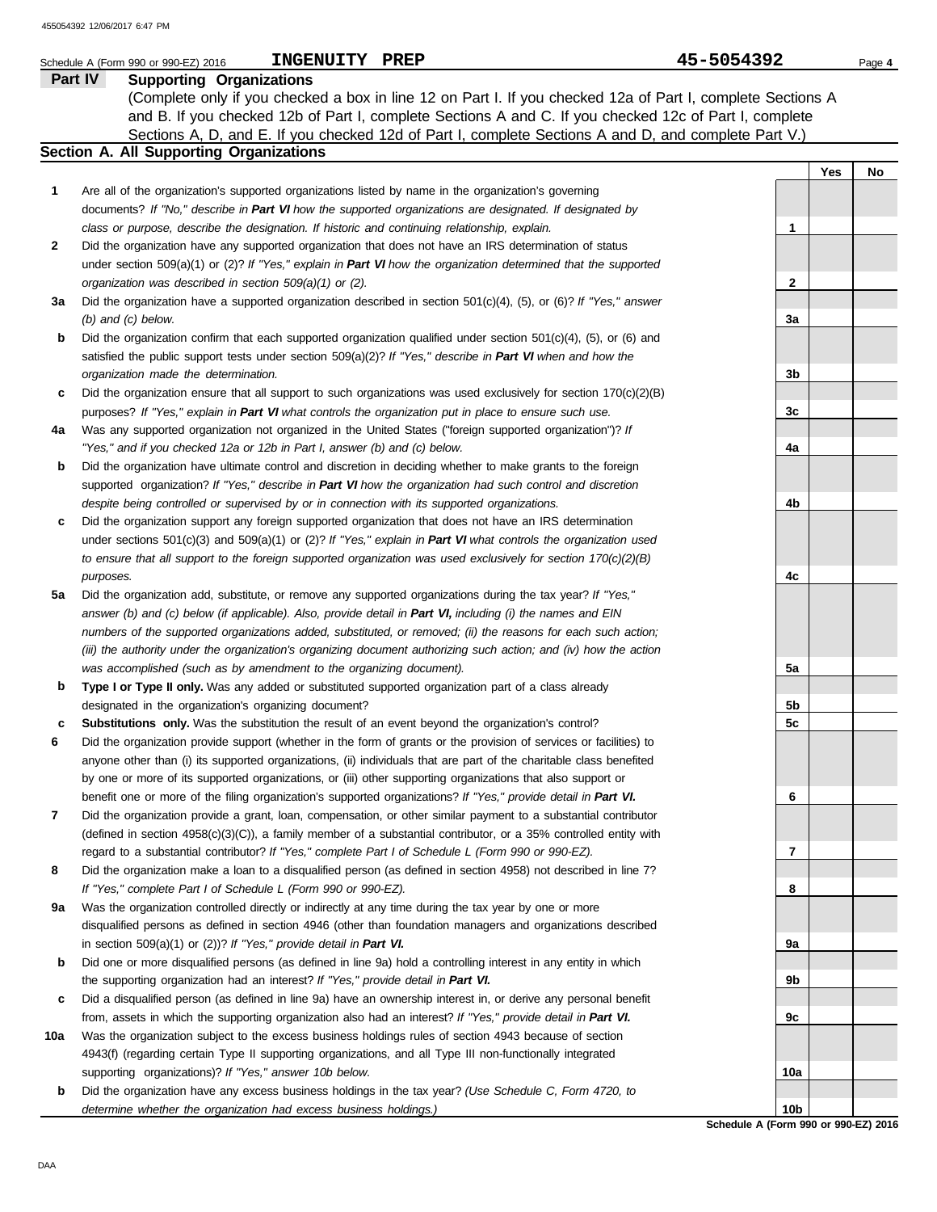Schedule A (Form 990 or 990-EZ) 2016 **INGENUITY PREP** **45-5054392**

## Part IV Supporting Organizations

(Complete only if you checked a box in line 12 on Part I. If you checked 12a of Part I, complete Sections A and B. If you checked 12b of Part I, complete Sections A and C. If you checked 12c of Part I, complete Sections A, D, and E. If you checked 12d of Part I, complete Sections A and D, and complete Part V.)

### Section A. All Supporting Organizations

| | | | Yes | No |
|---|---|---|---|---|
| 1 | Are all of the organization's supported organizations listed by name in the organization's governing documents? *If "No," describe in **Part VI** how the supported organizations are designated. If designated by class or purpose, describe the designation. If historic and continuing relationship, explain.* | 1 | | |
| 2 | Did the organization have any supported organization that does not have an IRS determination of status under section 509(a)(1) or (2)? *If "Yes," explain in **Part VI** how the organization determined that the supported organization was described in section 509(a)(1) or (2).* | 2 | | |
| 3a | Did the organization have a supported organization described in section 501(c)(4), (5), or (6)? *If "Yes," answer (b) and (c) below.* | 3a | | |
| b | Did the organization confirm that each supported organization qualified under section 501(c)(4), (5), or (6) and satisfied the public support tests under section 509(a)(2)? *If "Yes," describe in **Part VI** when and how the organization made the determination.* | 3b | | |
| c | Did the organization ensure that all support to such organizations was used exclusively for section 170(c)(2)(B) purposes? *If "Yes," explain in **Part VI** what controls the organization put in place to ensure such use.* | 3c | | |
| 4a | Was any supported organization not organized in the United States ("foreign supported organization")? *If "Yes," and if you checked 12a or 12b in Part I, answer (b) and (c) below.* | 4a | | |
| b | Did the organization have ultimate control and discretion in deciding whether to make grants to the foreign supported organization? *If "Yes," describe in **Part VI** how the organization had such control and discretion despite being controlled or supervised by or in connection with its supported organizations.* | 4b | | |
| c | Did the organization support any foreign supported organization that does not have an IRS determination under sections 501(c)(3) and 509(a)(1) or (2)? *If "Yes," explain in **Part VI** what controls the organization used to ensure that all support to the foreign supported organization was used exclusively for section 170(c)(2)(B) purposes.* | 4c | | |
| 5a | Did the organization add, substitute, or remove any supported organizations during the tax year? *If "Yes," answer (b) and (c) below (if applicable). Also, provide detail in **Part VI,** including (i) the names and EIN numbers of the supported organizations added, substituted, or removed; (ii) the reasons for each such action; (iii) the authority under the organization's organizing document authorizing such action; and (iv) how the action was accomplished (such as by amendment to the organizing document).* | 5a | | |
| b | **Type I or Type II only.** Was any added or substituted supported organization part of a class already designated in the organization's organizing document? | 5b | | |
| c | **Substitutions only.** Was the substitution the result of an event beyond the organization's control? | 5c | | |
| 6 | Did the organization provide support (whether in the form of grants or the provision of services or facilities) to anyone other than (i) its supported organizations, (ii) individuals that are part of the charitable class benefited by one or more of its supported organizations, or (iii) other supporting organizations that also support or benefit one or more of the filing organization's supported organizations? *If "Yes," provide detail in **Part VI.*** | 6 | | |
| 7 | Did the organization provide a grant, loan, compensation, or other similar payment to a substantial contributor (defined in section 4958(c)(3)(C)), a family member of a substantial contributor, or a 35% controlled entity with regard to a substantial contributor? *If "Yes," complete Part I of Schedule L (Form 990 or 990-EZ).* | 7 | | |
| 8 | Did the organization make a loan to a disqualified person (as defined in section 4958) not described in line 7? *If "Yes," complete Part I of Schedule L (Form 990 or 990-EZ).* | 8 | | |
| 9a | Was the organization controlled directly or indirectly at any time during the tax year by one or more disqualified persons as defined in section 4946 (other than foundation managers and organizations described in section 509(a)(1) or (2))? *If "Yes," provide detail in **Part VI.*** | 9a | | |
| b | Did one or more disqualified persons (as defined in line 9a) hold a controlling interest in any entity in which the supporting organization had an interest? *If "Yes," provide detail in **Part VI.*** | 9b | | |
| c | Did a disqualified person (as defined in line 9a) have an ownership interest in, or derive any personal benefit from, assets in which the supporting organization also had an interest? *If "Yes," provide detail in **Part VI.*** | 9c | | |
| 10a | Was the organization subject to the excess business holdings rules of section 4943 because of section 4943(f) (regarding certain Type II supporting organizations, and all Type III non-functionally integrated supporting organizations)? *If "Yes," answer 10b below.* | 10a | | |
| b | Did the organization have any excess business holdings in the tax year? *(Use Schedule C, Form 4720, to determine whether the organization had excess business holdings.)* | 10b | | |

**Schedule A (Form 990 or 990-EZ) 2016**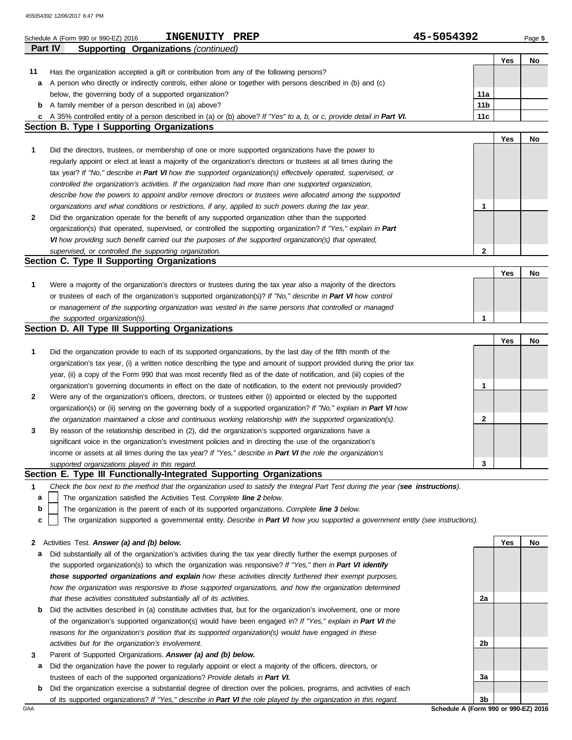Schedule A (Form 990 or 990-EZ) 2016 **INGENUITY PREP** 45-5054392

## Part IV Supporting Organizations *(continued)*

| | | | Yes | No |
|---|---|---|---|---|
| **11** | Has the organization accepted a gift or contribution from any of the following persons? | | | |
| **a** | A person who directly or indirectly controls, either alone or together with persons described in (b) and (c) below, the governing body of a supported organization? | 11a | | |
| **b** | A family member of a person described in (a) above? | 11b | | |
| **c** | A 35% controlled entity of a person described in (a) or (b) above? *If "Yes" to a, b, or c, provide detail in **Part VI.*** | 11c | | |

### Section B. Type I Supporting Organizations

| | | | Yes | No |
|---|---|---|---|---|
| **1** | Did the directors, trustees, or membership of one or more supported organizations have the power to regularly appoint or elect at least a majority of the organization's directors or trustees at all times during the tax year? *If "No," describe in **Part VI** how the supported organization(s) effectively operated, supervised, or controlled the organization's activities. If the organization had more than one supported organization, describe how the powers to appoint and/or remove directors or trustees were allocated among the supported organizations and what conditions or restrictions, if any, applied to such powers during the tax year.* | 1 | | |
| **2** | Did the organization operate for the benefit of any supported organization other than the supported organization(s) that operated, supervised, or controlled the supporting organization? *If "Yes," explain in **Part VI** how providing such benefit carried out the purposes of the supported organization(s) that operated, supervised, or controlled the supporting organization.* | 2 | | |

### Section C. Type II Supporting Organizations

| | | | Yes | No |
|---|---|---|---|---|
| **1** | Were a majority of the organization's directors or trustees during the tax year also a majority of the directors or trustees of each of the organization's supported organization(s)? *If "No," describe in **Part VI** how control or management of the supporting organization was vested in the same persons that controlled or managed the supported organization(s).* | 1 | | |

### Section D. All Type III Supporting Organizations

| | | | Yes | No |
|---|---|---|---|---|
| **1** | Did the organization provide to each of its supported organizations, by the last day of the fifth month of the organization's tax year, (i) a written notice describing the type and amount of support provided during the prior tax year, (ii) a copy of the Form 990 that was most recently filed as of the date of notification, and (iii) copies of the organization's governing documents in effect on the date of notification, to the extent not previously provided? | 1 | | |
| **2** | Were any of the organization's officers, directors, or trustees either (i) appointed or elected by the supported organization(s) or (ii) serving on the governing body of a supported organization? *If "No," explain in **Part VI** how the organization maintained a close and continuous working relationship with the supported organization(s).* | 2 | | |
| **3** | By reason of the relationship described in (2), did the organization's supported organizations have a significant voice in the organization's investment policies and in directing the use of the organization's income or assets at all times during the tax year? *If "Yes," describe in **Part VI** the role the organization's supported organizations played in this regard.* | 3 | | |

### Section E. Type III Functionally-Integrated Supporting Organizations

**1** *Check the box next to the method that the organization used to satisfy the Integral Part Test during the year (**see instructions**).*

- **a** ☐ The organization satisfied the Activities Test. *Complete **line 2** below.*
- **b** ☐ The organization is the parent of each of its supported organizations. *Complete **line 3** below.*
- **c** ☐ The organization supported a governmental entity. *Describe in **Part VI** how you supported a government entity (see instructions).*

| | | | Yes | No |
|---|---|---|---|---|
| **2** | Activities Test. ***Answer (a) and (b) below.*** | | | |
| **a** | Did substantially all of the organization's activities during the tax year directly further the exempt purposes of the supported organization(s) to which the organization was responsive? *If "Yes," then in **Part VI identify those supported organizations and explain** how these activities directly furthered their exempt purposes, how the organization was responsive to those supported organizations, and how the organization determined that these activities constituted substantially all of its activities.* | 2a | | |
| **b** | Did the activities described in (a) constitute activities that, but for the organization's involvement, one or more of the organization's supported organization(s) would have been engaged in? *If "Yes," explain in **Part VI** the reasons for the organization's position that its supported organization(s) would have engaged in these activities but for the organization's involvement.* | 2b | | |
| **3** | Parent of Supported Organizations. ***Answer (a) and (b) below.*** | | | |
| **a** | Did the organization have the power to regularly appoint or elect a majority of the officers, directors, or trustees of each of the supported organizations? *Provide details in **Part VI.*** | 3a | | |
| **b** | Did the organization exercise a substantial degree of direction over the policies, programs, and activities of each of its supported organizations? *If "Yes," describe in **Part VI** the role played by the organization in this regard.* | 3b | | |

Schedule A (Form 990 or 990-EZ) 2016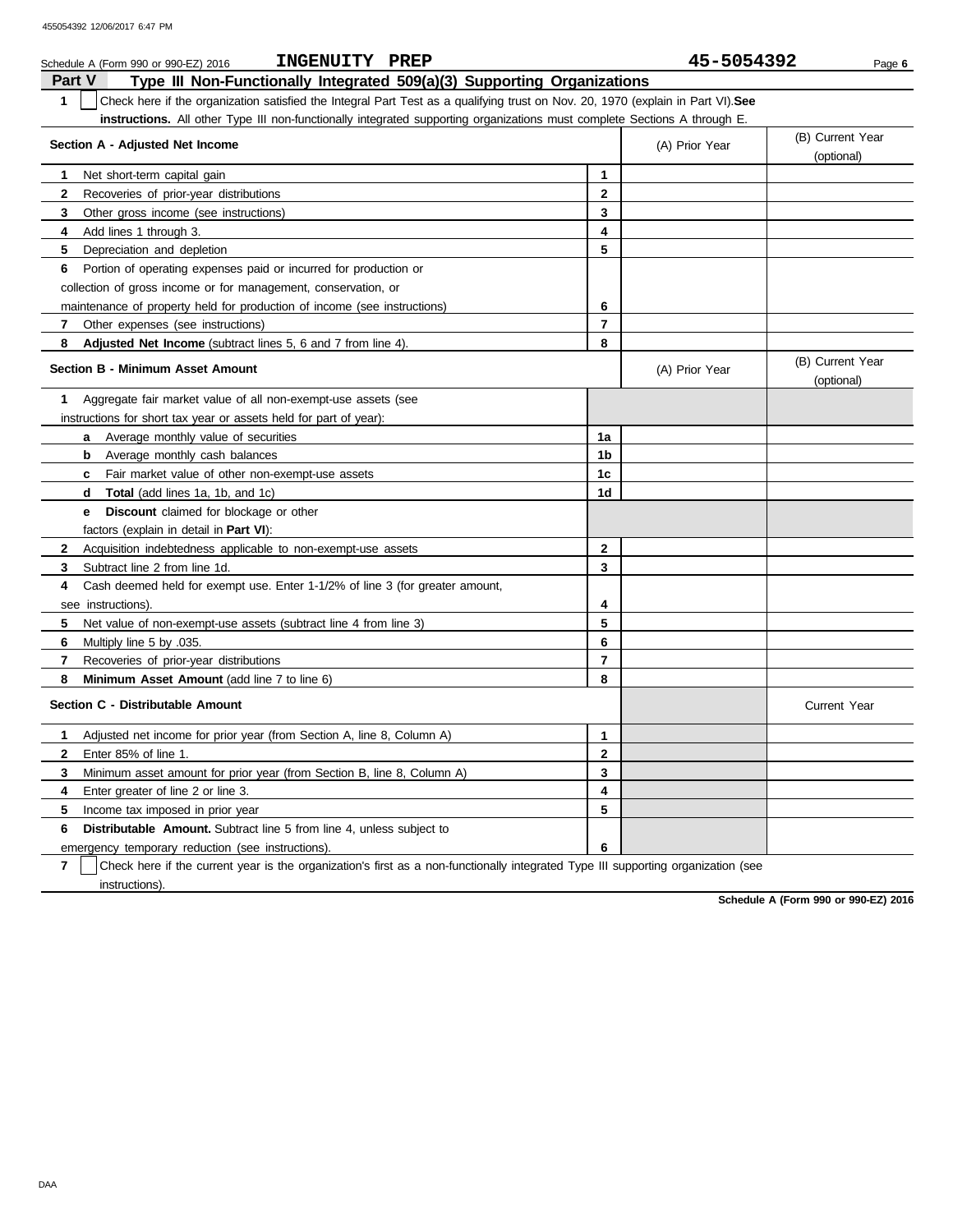Schedule A (Form 990 or 990-EZ) 2016 **INGENUITY PREP** **45-5054392**

## Part V Type III Non-Functionally Integrated 509(a)(3) Supporting Organizations

**1** ☐ Check here if the organization satisfied the Integral Part Test as a qualifying trust on Nov. 20, 1970 (explain in Part VI). **See instructions.** All other Type III non-functionally integrated supporting organizations must complete Sections A through E.

| Section A - Adjusted Net Income | | (A) Prior Year | (B) Current Year (optional) |
|---|---|---|---|
| **1** Net short-term capital gain | 1 | | |
| **2** Recoveries of prior-year distributions | 2 | | |
| **3** Other gross income (see instructions) | 3 | | |
| **4** Add lines 1 through 3. | 4 | | |
| **5** Depreciation and depletion | 5 | | |
| **6** Portion of operating expenses paid or incurred for production or collection of gross income or for management, conservation, or maintenance of property held for production of income (see instructions) | 6 | | |
| **7** Other expenses (see instructions) | 7 | | |
| **8** **Adjusted Net Income** (subtract lines 5, 6 and 7 from line 4). | 8 | | |

| Section B - Minimum Asset Amount | | (A) Prior Year | (B) Current Year (optional) |
|---|---|---|---|
| **1** Aggregate fair market value of all non-exempt-use assets (see instructions for short tax year or assets held for part of year): | | | |
| **a** Average monthly value of securities | 1a | | |
| **b** Average monthly cash balances | 1b | | |
| **c** Fair market value of other non-exempt-use assets | 1c | | |
| **d** **Total** (add lines 1a, 1b, and 1c) | 1d | | |
| **e** **Discount** claimed for blockage or other factors (explain in detail in **Part VI**): | | | |
| **2** Acquisition indebtedness applicable to non-exempt-use assets | 2 | | |
| **3** Subtract line 2 from line 1d. | 3 | | |
| **4** Cash deemed held for exempt use. Enter 1-1/2% of line 3 (for greater amount, see instructions). | 4 | | |
| **5** Net value of non-exempt-use assets (subtract line 4 from line 3) | 5 | | |
| **6** Multiply line 5 by .035. | 6 | | |
| **7** Recoveries of prior-year distributions | 7 | | |
| **8** **Minimum Asset Amount** (add line 7 to line 6) | 8 | | |

| Section C - Distributable Amount | | | Current Year |
|---|---|---|---|
| **1** Adjusted net income for prior year (from Section A, line 8, Column A) | 1 | | |
| **2** Enter 85% of line 1. | 2 | | |
| **3** Minimum asset amount for prior year (from Section B, line 8, Column A) | 3 | | |
| **4** Enter greater of line 2 or line 3. | 4 | | |
| **5** Income tax imposed in prior year | 5 | | |
| **6** **Distributable Amount.** Subtract line 5 from line 4, unless subject to emergency temporary reduction (see instructions). | 6 | | |

**7** ☐ Check here if the current year is the organization's first as a non-functionally integrated Type III supporting organization (see instructions).

**Schedule A (Form 990 or 990-EZ) 2016**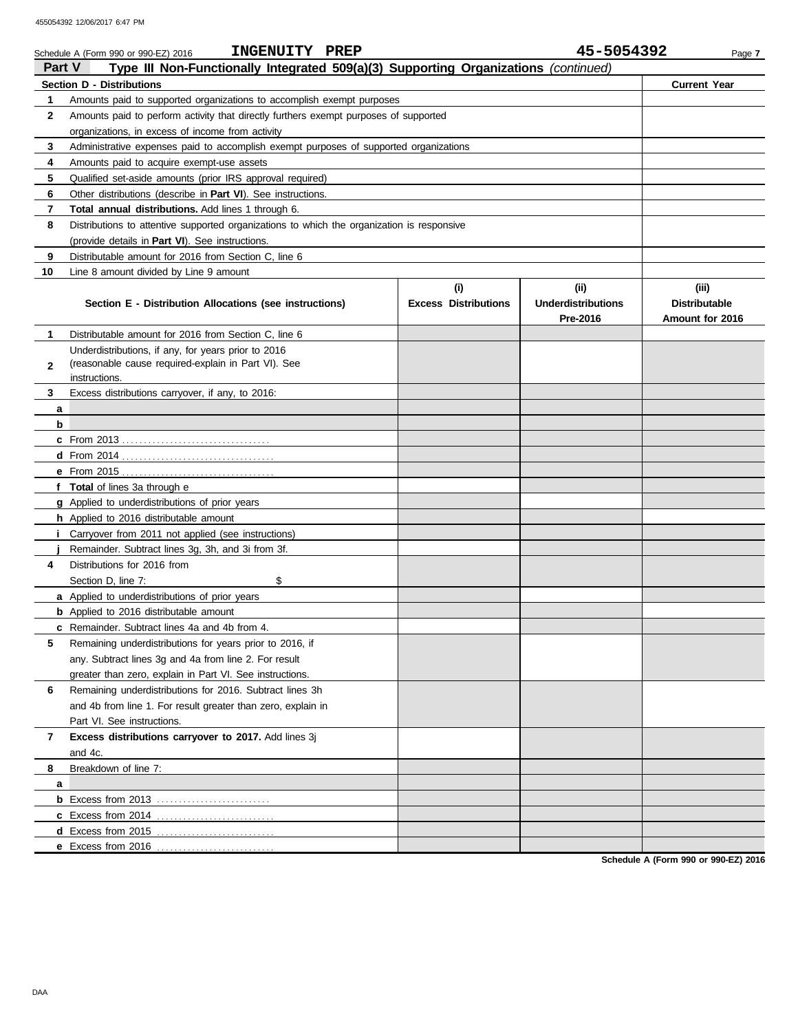Schedule A (Form 990 or 990-EZ) 2016 **INGENUITY PREP** **45-5054392**

**Part V** **Type III Non-Functionally Integrated 509(a)(3) Supporting Organizations** *(continued)*

| **Section D - Distributions** | **Current Year** |
|---|---|
| **1** Amounts paid to supported organizations to accomplish exempt purposes | |
| **2** Amounts paid to perform activity that directly furthers exempt purposes of supported organizations, in excess of income from activity | |
| **3** Administrative expenses paid to accomplish exempt purposes of supported organizations | |
| **4** Amounts paid to acquire exempt-use assets | |
| **5** Qualified set-aside amounts (prior IRS approval required) | |
| **6** Other distributions (describe in **Part VI**). See instructions. | |
| **7** **Total annual distributions.** Add lines 1 through 6. | |
| **8** Distributions to attentive supported organizations to which the organization is responsive (provide details in **Part VI**). See instructions. | |
| **9** Distributable amount for 2016 from Section C, line 6 | |
| **10** Line 8 amount divided by Line 9 amount | |

| **Section E - Distribution Allocations (see instructions)** | **(i) Excess Distributions** | **(ii) Underdistributions Pre-2016** | **(iii) Distributable Amount for 2016** |
|---|---|---|---|
| **1** Distributable amount for 2016 from Section C, line 6 | | | |
| **2** Underdistributions, if any, for years prior to 2016 (reasonable cause required-explain in Part VI). See instructions. | | | |
| **3** Excess distributions carryover, if any, to 2016: | | | |
| **a** | | | |
| **b** | | | |
| **c** From 2013 | | | |
| **d** From 2014 | | | |
| **e** From 2015 | | | |
| **f** **Total** of lines 3a through e | | | |
| **g** Applied to underdistributions of prior years | | | |
| **h** Applied to 2016 distributable amount | | | |
| **i** Carryover from 2011 not applied (see instructions) | | | |
| **j** Remainder. Subtract lines 3g, 3h, and 3i from 3f. | | | |
| **4** Distributions for 2016 from Section D, line 7: $ | | | |
| **a** Applied to underdistributions of prior years | | | |
| **b** Applied to 2016 distributable amount | | | |
| **c** Remainder. Subtract lines 4a and 4b from 4. | | | |
| **5** Remaining underdistributions for years prior to 2016, if any. Subtract lines 3g and 4a from line 2. For result greater than zero, explain in Part VI. See instructions. | | | |
| **6** Remaining underdistributions for 2016. Subtract lines 3h and 4b from line 1. For result greater than zero, explain in Part VI. See instructions. | | | |
| **7** **Excess distributions carryover to 2017.** Add lines 3j and 4c. | | | |
| **8** Breakdown of line 7: | | | |
| **a** | | | |
| **b** Excess from 2013 | | | |
| **c** Excess from 2014 | | | |
| **d** Excess from 2015 | | | |
| **e** Excess from 2016 | | | |

**Schedule A (Form 990 or 990-EZ) 2016**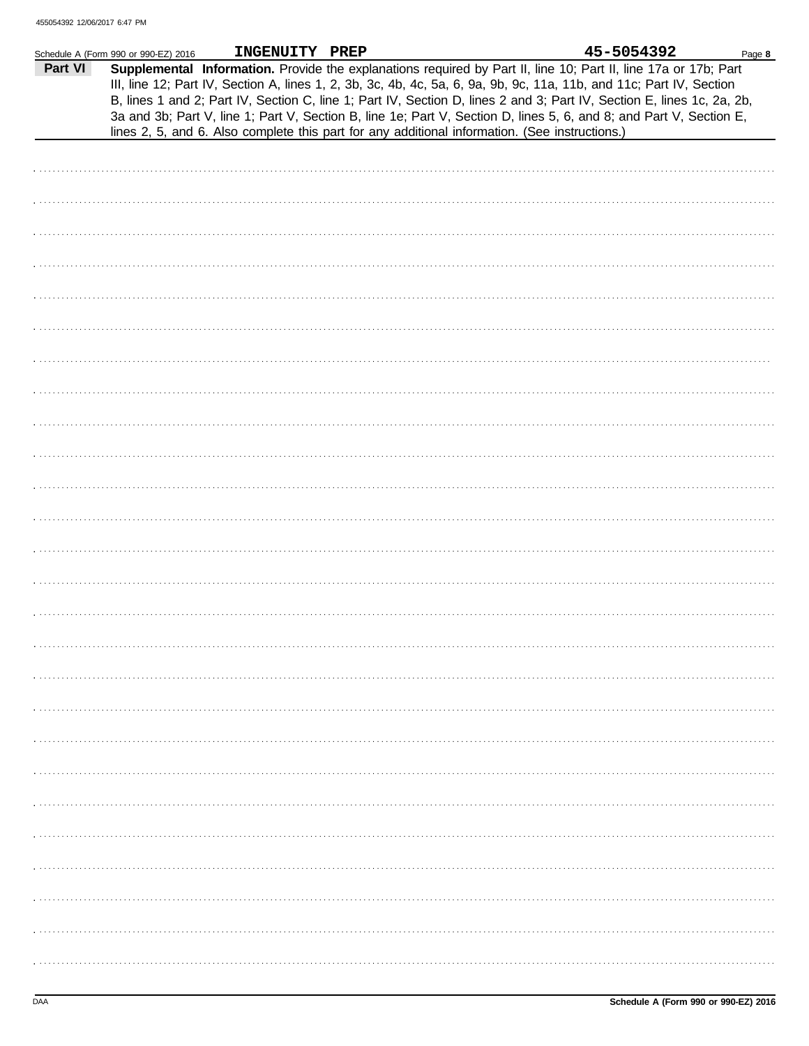Schedule A (Form 990 or 990-EZ) 2016 **INGENUITY PREP** **45-5054392** Page **8**

**Part VI** **Supplemental Information.** Provide the explanations required by Part II, line 10; Part II, line 17a or 17b; Part III, line 12; Part IV, Section A, lines 1, 2, 3b, 3c, 4b, 4c, 5a, 6, 9a, 9b, 9c, 11a, 11b, and 11c; Part IV, Section B, lines 1 and 2; Part IV, Section C, line 1; Part IV, Section D, lines 2 and 3; Part IV, Section E, lines 1c, 2a, 2b, 3a and 3b; Part V, line 1; Part V, Section B, line 1e; Part V, Section D, lines 5, 6, and 8; and Part V, Section E, lines 2, 5, and 6. Also complete this part for any additional information. (See instructions.)

DAA **Schedule A (Form 990 or 990-EZ) 2016**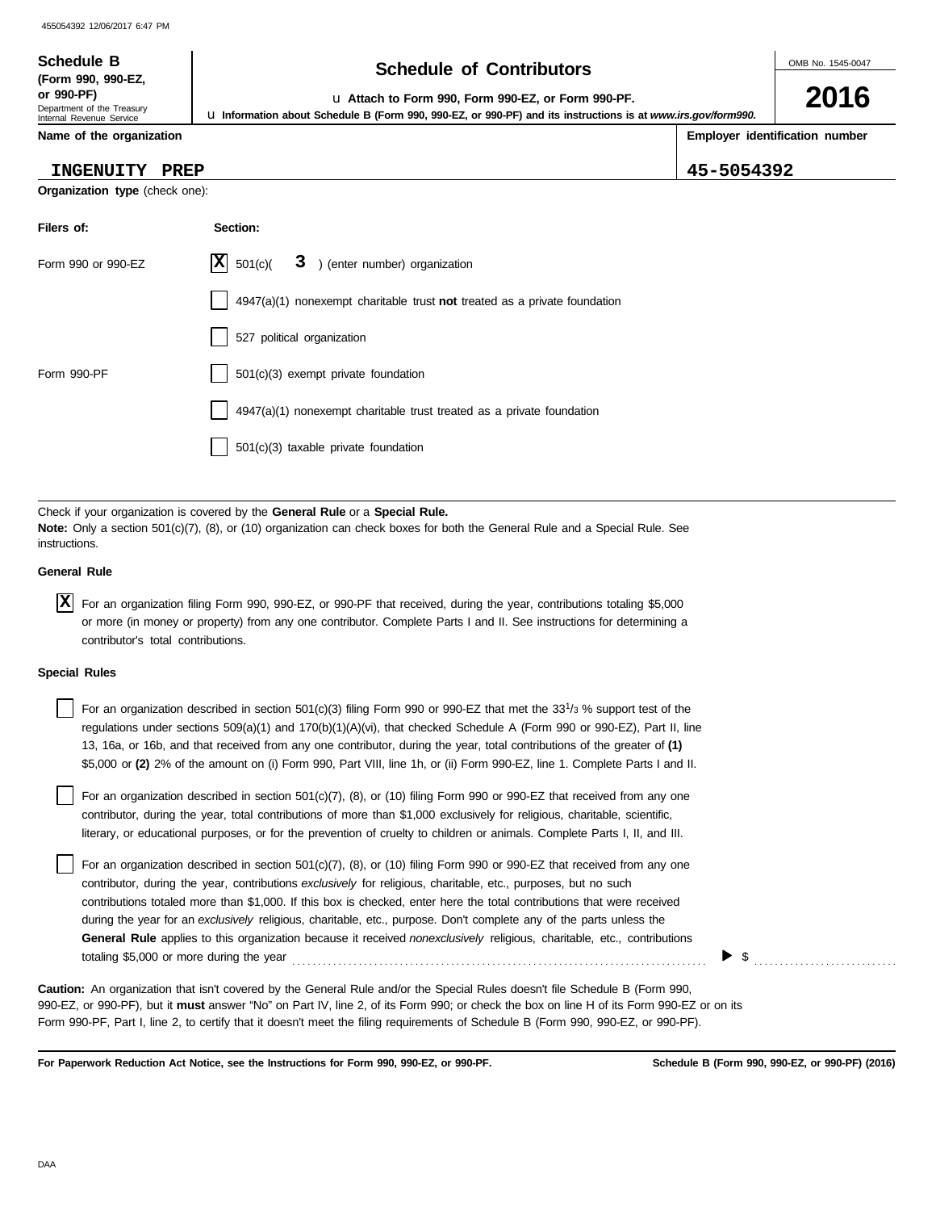**Schedule B (Form 990, 990-EZ, or 990-PF)**
Department of the Treasury
Internal Revenue Service

# Schedule of Contributors

u Attach to Form 990, Form 990-EZ, or Form 990-PF.

u Information about Schedule B (Form 990, 990-EZ, or 990-PF) and its instructions is at *www.irs.gov/form990.*

OMB No. 1545-0047

**2016**

**Name of the organization**

INGENUITY PREP

**Employer identification number**

45-5054392

**Organization type** (check one):

| Filers of: | Section: |
|---|---|
| Form 990 or 990-EZ | [X] 501(c)( 3 ) (enter number) organization |
| | [ ] 4947(a)(1) nonexempt charitable trust **not** treated as a private foundation |
| | [ ] 527 political organization |
| Form 990-PF | [ ] 501(c)(3) exempt private foundation |
| | [ ] 4947(a)(1) nonexempt charitable trust treated as a private foundation |
| | [ ] 501(c)(3) taxable private foundation |

Check if your organization is covered by the **General Rule** or a **Special Rule.**

**Note:** Only a section 501(c)(7), (8), or (10) organization can check boxes for both the General Rule and a Special Rule. See instructions.

**General Rule**

[X] For an organization filing Form 990, 990-EZ, or 990-PF that received, during the year, contributions totaling $5,000 or more (in money or property) from any one contributor. Complete Parts I and II. See instructions for determining a contributor's total contributions.

**Special Rules**

[ ] For an organization described in section 501(c)(3) filing Form 990 or 990-EZ that met the $33^1/_3$ % support test of the regulations under sections 509(a)(1) and 170(b)(1)(A)(vi), that checked Schedule A (Form 990 or 990-EZ), Part II, line 13, 16a, or 16b, and that received from any one contributor, during the year, total contributions of the greater of **(1)** $5,000 or **(2)** 2% of the amount on (i) Form 990, Part VIII, line 1h, or (ii) Form 990-EZ, line 1. Complete Parts I and II.

[ ] For an organization described in section 501(c)(7), (8), or (10) filing Form 990 or 990-EZ that received from any one contributor, during the year, total contributions of more than $1,000 exclusively for religious, charitable, scientific, literary, or educational purposes, or for the prevention of cruelty to children or animals. Complete Parts I, II, and III.

[ ] For an organization described in section 501(c)(7), (8), or (10) filing Form 990 or 990-EZ that received from any one contributor, during the year, contributions *exclusively* for religious, charitable, etc., purposes, but no such contributions totaled more than $1,000. If this box is checked, enter here the total contributions that were received during the year for an *exclusively* religious, charitable, etc., purpose. Don't complete any of the parts unless the **General Rule** applies to this organization because it received *nonexclusively* religious, charitable, etc., contributions totaling $5,000 or more during the year ▶ $ ............

**Caution:** An organization that isn't covered by the General Rule and/or the Special Rules doesn't file Schedule B (Form 990, 990-EZ, or 990-PF), but it **must** answer "No" on Part IV, line 2, of its Form 990; or check the box on line H of its Form 990-EZ or on its Form 990-PF, Part I, line 2, to certify that it doesn't meet the filing requirements of Schedule B (Form 990, 990-EZ, or 990-PF).

**For Paperwork Reduction Act Notice, see the Instructions for Form 990, 990-EZ, or 990-PF.** **Schedule B (Form 990, 990-EZ, or 990-PF) (2016)**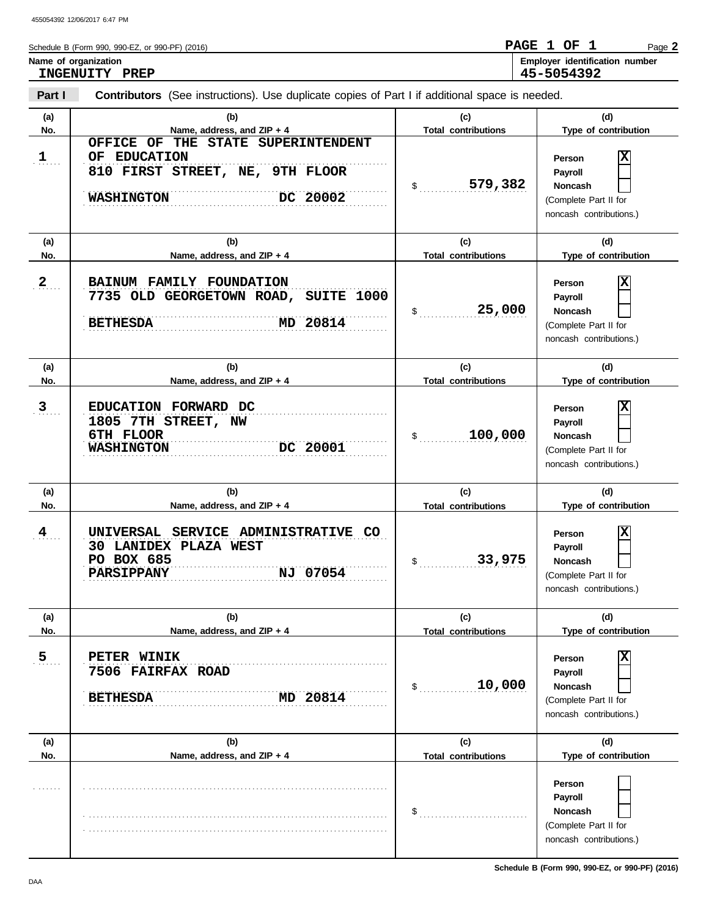Schedule B (Form 990, 990-EZ, or 990-PF) (2016) **PAGE 1 OF 1** Page **2**

**Name of organization**
**INGENUITY PREP**

**Employer identification number**
**45-5054392**

**Part I** **Contributors** (See instructions). Use duplicate copies of Part I if additional space is needed.

| (a) No. | (b) Name, address, and ZIP + 4 | (c) Total contributions | (d) Type of contribution |
|---|---|---|---|
| 1 | OFFICE OF THE STATE SUPERINTENDENT OF EDUCATION<br>810 FIRST STREET, NE, 9TH FLOOR<br>WASHINGTON DC 20002 | $ 579,382 | Person [X]<br>Payroll [ ]<br>Noncash [ ]<br>(Complete Part II for noncash contributions.) |
| 2 | BAINUM FAMILY FOUNDATION<br>7735 OLD GEORGETOWN ROAD, SUITE 1000<br>BETHESDA MD 20814 | $ 25,000 | Person [X]<br>Payroll [ ]<br>Noncash [ ]<br>(Complete Part II for noncash contributions.) |
| 3 | EDUCATION FORWARD DC<br>1805 7TH STREET, NW<br>6TH FLOOR<br>WASHINGTON DC 20001 | $ 100,000 | Person [X]<br>Payroll [ ]<br>Noncash [ ]<br>(Complete Part II for noncash contributions.) |
| 4 | UNIVERSAL SERVICE ADMINISTRATIVE CO<br>30 LANIDEX PLAZA WEST<br>PO BOX 685<br>PARSIPPANY NJ 07054 | $ 33,975 | Person [X]<br>Payroll [ ]<br>Noncash [ ]<br>(Complete Part II for noncash contributions.) |
| 5 | PETER WINIK<br>7506 FAIRFAX ROAD<br>BETHESDA MD 20814 | $ 10,000 | Person [X]<br>Payroll [ ]<br>Noncash [ ]<br>(Complete Part II for noncash contributions.) |
| | | $ | Person [ ]<br>Payroll [ ]<br>Noncash [ ]<br>(Complete Part II for noncash contributions.) |

Schedule B (Form 990, 990-EZ, or 990-PF) (2016)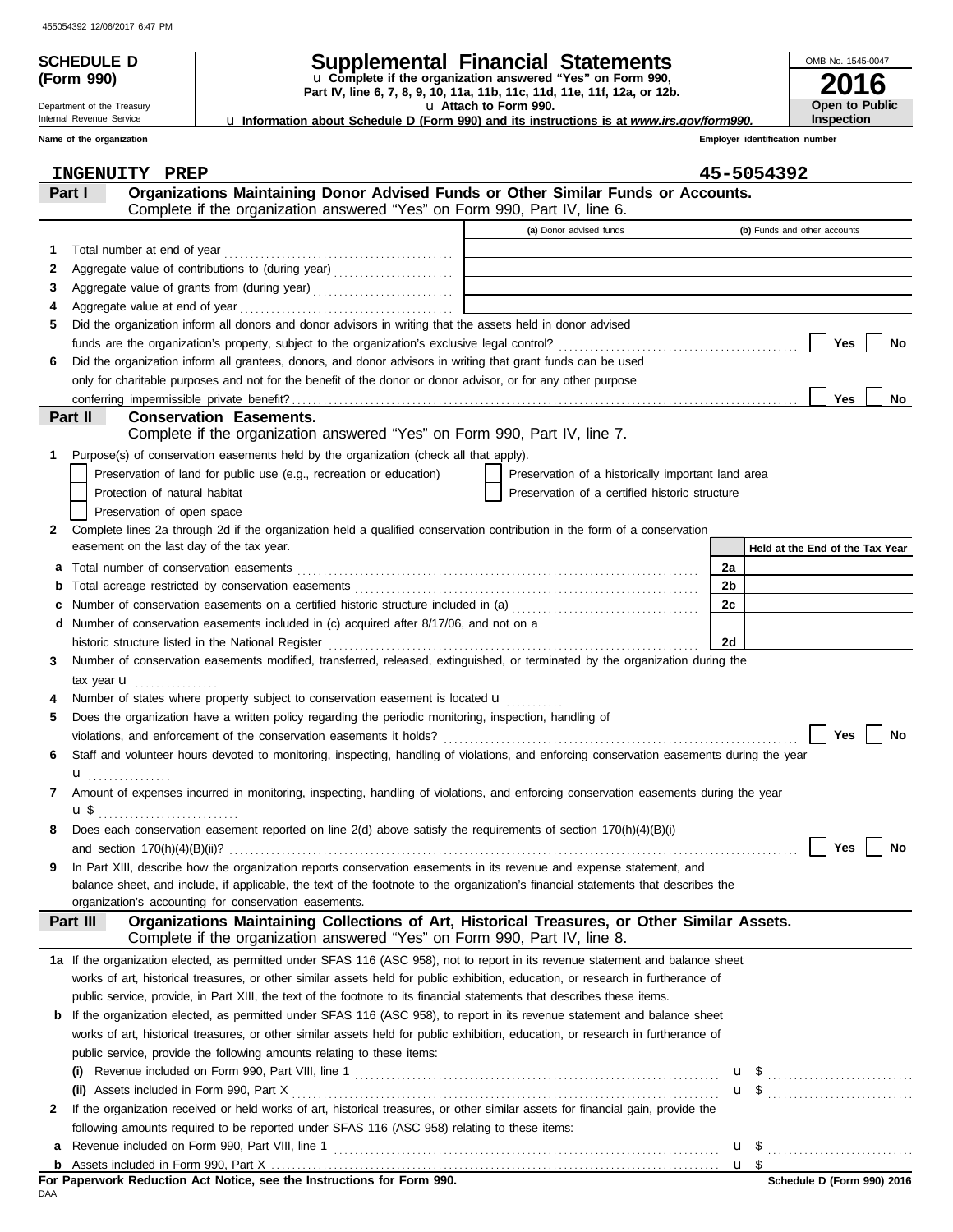455054392 12/06/2017 6:47 PM

**SCHEDULE D (Form 990)**

Department of the Treasury
Internal Revenue Service

# Supplemental Financial Statements

u Complete if the organization answered "Yes" on Form 990, Part IV, line 6, 7, 8, 9, 10, 11a, 11b, 11c, 11d, 11e, 11f, 12a, or 12b.
u Attach to Form 990.
u Information about Schedule D (Form 990) and its instructions is at *www.irs.gov/form990.*

OMB No. 1545-0047
**2016**
**Open to Public Inspection**

**Name of the organization**: INGENUITY PREP
**Employer identification number**: 45-5054392

## Part I Organizations Maintaining Donor Advised Funds or Other Similar Funds or Accounts.
Complete if the organization answered "Yes" on Form 990, Part IV, line 6.

| | | (a) Donor advised funds | (b) Funds and other accounts |
|---|---|---|---|
| 1 | Total number at end of year | | |
| 2 | Aggregate value of contributions to (during year) | | |
| 3 | Aggregate value of grants from (during year) | | |
| 4 | Aggregate value at end of year | | |

5 Did the organization inform all donors and donor advisors in writing that the assets held in donor advised funds are the organization's property, subject to the organization's exclusive legal control? ☐ Yes ☐ No

6 Did the organization inform all grantees, donors, and donor advisors in writing that grant funds can be used only for charitable purposes and not for the benefit of the donor or donor advisor, or for any other purpose conferring impermissible private benefit? ☐ Yes ☐ No

## Part II Conservation Easements.
Complete if the organization answered "Yes" on Form 990, Part IV, line 7.

1 Purpose(s) of conservation easements held by the organization (check all that apply).

- ☐ Preservation of land for public use (e.g., recreation or education)
- ☐ Preservation of a historically important land area
- ☐ Protection of natural habitat
- ☐ Preservation of a certified historic structure
- ☐ Preservation of open space

2 Complete lines 2a through 2d if the organization held a qualified conservation contribution in the form of a conservation easement on the last day of the tax year.

| | | | Held at the End of the Tax Year |
|---|---|---|---|
| a | Total number of conservation easements | 2a | |
| b | Total acreage restricted by conservation easements | 2b | |
| c | Number of conservation easements on a certified historic structure included in (a) | 2c | |
| d | Number of conservation easements included in (c) acquired after 8/17/06, and not on a historic structure listed in the National Register | 2d | |

3 Number of conservation easements modified, transferred, released, extinguished, or terminated by the organization during the tax year u

4 Number of states where property subject to conservation easement is located u

5 Does the organization have a written policy regarding the periodic monitoring, inspection, handling of violations, and enforcement of the conservation easements it holds? ☐ Yes ☐ No

6 Staff and volunteer hours devoted to monitoring, inspecting, handling of violations, and enforcing conservation easements during the year u

7 Amount of expenses incurred in monitoring, inspecting, handling of violations, and enforcing conservation easements during the year u $

8 Does each conservation easement reported on line 2(d) above satisfy the requirements of section 170(h)(4)(B)(i) and section 170(h)(4)(B)(ii)? ☐ Yes ☐ No

9 In Part XIII, describe how the organization reports conservation easements in its revenue and expense statement, and balance sheet, and include, if applicable, the text of the footnote to the organization's financial statements that describes the organization's accounting for conservation easements.

## Part III Organizations Maintaining Collections of Art, Historical Treasures, or Other Similar Assets.
Complete if the organization answered "Yes" on Form 990, Part IV, line 8.

1a If the organization elected, as permitted under SFAS 116 (ASC 958), not to report in its revenue statement and balance sheet works of art, historical treasures, or other similar assets held for public exhibition, education, or research in furtherance of public service, provide, in Part XIII, the text of the footnote to its financial statements that describes these items.

b If the organization elected, as permitted under SFAS 116 (ASC 958), to report in its revenue statement and balance sheet works of art, historical treasures, or other similar assets held for public exhibition, education, or research in furtherance of public service, provide the following amounts relating to these items:

(i) Revenue included on Form 990, Part VIII, line 1 u $

(ii) Assets included in Form 990, Part X u $

2 If the organization received or held works of art, historical treasures, or other similar assets for financial gain, provide the following amounts required to be reported under SFAS 116 (ASC 958) relating to these items:

a Revenue included on Form 990, Part VIII, line 1 u $

b Assets included in Form 990, Part X u $

**For Paperwork Reduction Act Notice, see the Instructions for Form 990.**
DAA
**Schedule D (Form 990) 2016**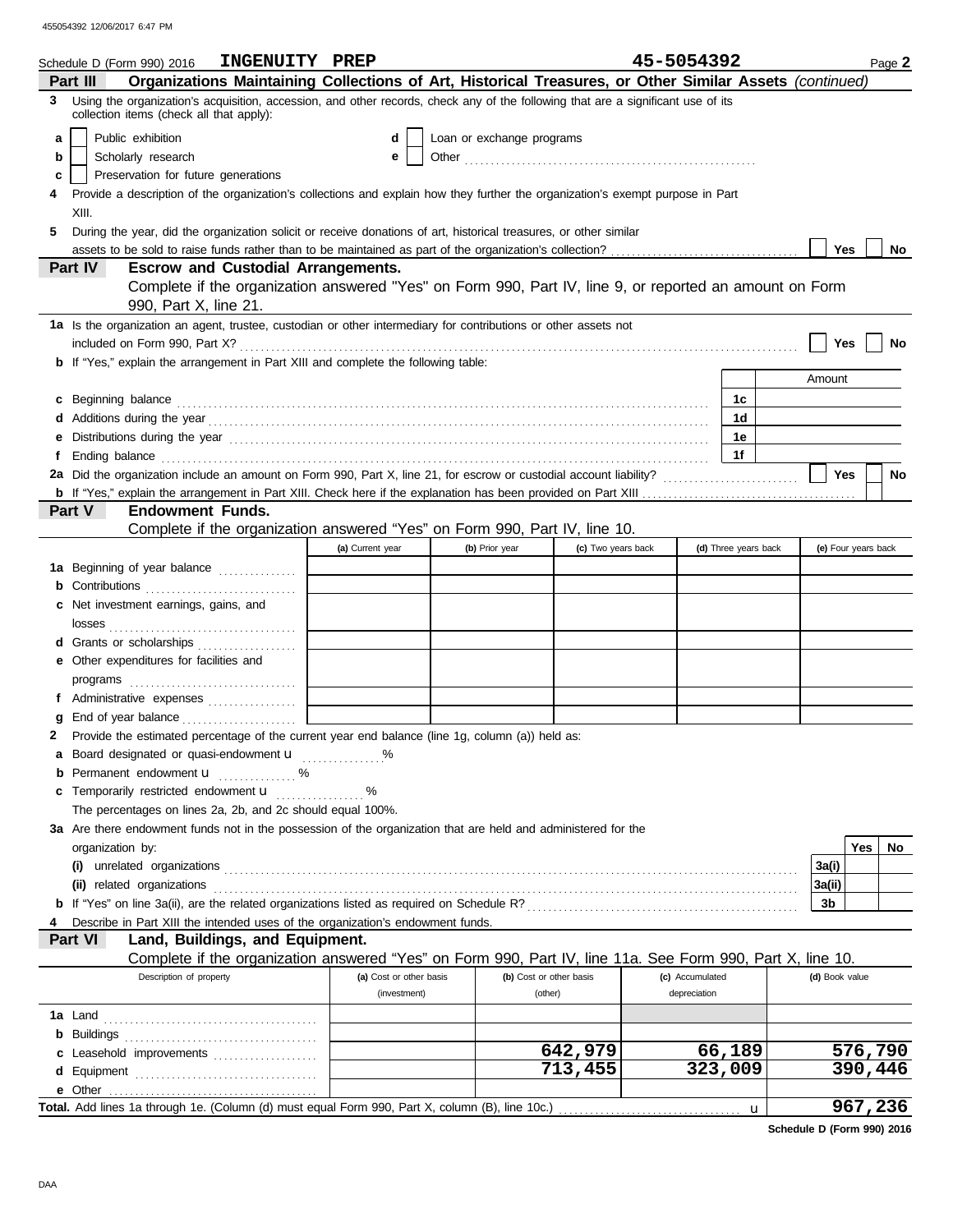455054392 12/06/2017 6:47 PM

Schedule D (Form 990) 2016 **INGENUITY PREP** **45-5054392** Page **2**

**Part III** **Organizations Maintaining Collections of Art, Historical Treasures, or Other Similar Assets** *(continued)*

**3** Using the organization's acquisition, accession, and other records, check any of the following that are a significant use of its collection items (check all that apply):

- **a** ☐ Public exhibition
- **b** ☐ Scholarly research
- **c** ☐ Preservation for future generations
- **d** ☐ Loan or exchange programs
- **e** ☐ Other

**4** Provide a description of the organization's collections and explain how they further the organization's exempt purpose in Part XIII.

**5** During the year, did the organization solicit or receive donations of art, historical treasures, or other similar assets to be sold to raise funds rather than to be maintained as part of the organization's collection? ☐ Yes ☐ No

**Part IV** **Escrow and Custodial Arrangements.**

Complete if the organization answered "Yes" on Form 990, Part IV, line 9, or reported an amount on Form 990, Part X, line 21.

**1a** Is the organization an agent, trustee, custodian or other intermediary for contributions or other assets not included on Form 990, Part X? ☐ Yes ☐ No

**b** If "Yes," explain the arrangement in Part XIII and complete the following table:

| | | Amount |
|---|---|---|
| **c** Beginning balance | 1c | |
| **d** Additions during the year | 1d | |
| **e** Distributions during the year | 1e | |
| **f** Ending balance | 1f | |

**2a** Did the organization include an amount on Form 990, Part X, line 21, for escrow or custodial account liability? ☐ Yes ☐ No

**b** If "Yes," explain the arrangement in Part XIII. Check here if the explanation has been provided on Part XIII ☐

**Part V** **Endowment Funds.**

Complete if the organization answered "Yes" on Form 990, Part IV, line 10.

| | (a) Current year | (b) Prior year | (c) Two years back | (d) Three years back | (e) Four years back |
|---|---|---|---|---|---|
| **1a** Beginning of year balance | | | | | |
| **b** Contributions | | | | | |
| **c** Net investment earnings, gains, and losses | | | | | |
| **d** Grants or scholarships | | | | | |
| **e** Other expenditures for facilities and programs | | | | | |
| **f** Administrative expenses | | | | | |
| **g** End of year balance | | | | | |

**2** Provide the estimated percentage of the current year end balance (line 1g, column (a)) held as:

- **a** Board designated or quasi-endowment ______ %
- **b** Permanent endowment ______ %
- **c** Temporarily restricted endowment ______ %

The percentages on lines 2a, 2b, and 2c should equal 100%.

**3a** Are there endowment funds not in the possession of the organization that are held and administered for the organization by:

| | | Yes | No |
|---|---|---|---|
| **(i)** unrelated organizations | 3a(i) | | |
| **(ii)** related organizations | 3a(ii) | | |
| **b** If "Yes" on line 3a(ii), are the related organizations listed as required on Schedule R? | 3b | | |

**4** Describe in Part XIII the intended uses of the organization's endowment funds.

**Part VI** **Land, Buildings, and Equipment.**

Complete if the organization answered "Yes" on Form 990, Part IV, line 11a. See Form 990, Part X, line 10.

| Description of property | (a) Cost or other basis (investment) | (b) Cost or other basis (other) | (c) Accumulated depreciation | (d) Book value |
|---|---|---|---|---|
| **1a** Land | | | | |
| **b** Buildings | | | | |
| **c** Leasehold improvements | | 642,979 | 66,189 | 576,790 |
| **d** Equipment | | 713,455 | 323,009 | 390,446 |
| **e** Other | | | | |
| **Total.** Add lines 1a through 1e. (Column (d) must equal Form 990, Part X, column (B), line 10c.) | | | | 967,236 |

**Schedule D (Form 990) 2016**

DAA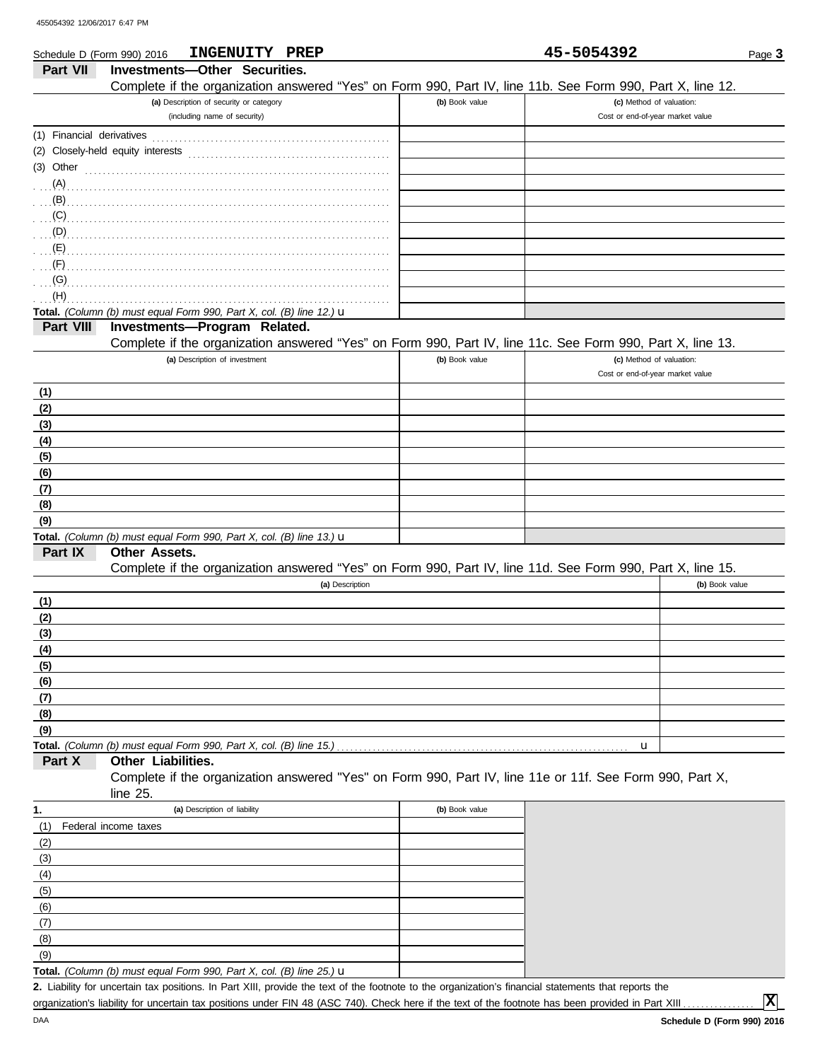Schedule D (Form 990) 2016 **INGENUITY PREP** **45-5054392**

## Part VII Investments—Other Securities.

Complete if the organization answered "Yes" on Form 990, Part IV, line 11b. See Form 990, Part X, line 12.

| (a) Description of security or category (including name of security) | (b) Book value | (c) Method of valuation: Cost or end-of-year market value |
|---|---|---|
| (1) Financial derivatives | | |
| (2) Closely-held equity interests | | |
| (3) Other | | |
| (A) | | |
| (B) | | |
| (C) | | |
| (D) | | |
| (E) | | |
| (F) | | |
| (G) | | |
| (H) | | |
| **Total.** *(Column (b) must equal Form 990, Part X, col. (B) line 12.)* u | | |

## Part VIII Investments—Program Related.

Complete if the organization answered "Yes" on Form 990, Part IV, line 11c. See Form 990, Part X, line 13.

| (a) Description of investment | (b) Book value | (c) Method of valuation: Cost or end-of-year market value |
|---|---|---|
| (1) | | |
| (2) | | |
| (3) | | |
| (4) | | |
| (5) | | |
| (6) | | |
| (7) | | |
| (8) | | |
| (9) | | |
| **Total.** *(Column (b) must equal Form 990, Part X, col. (B) line 13.)* u | | |

## Part IX Other Assets.

Complete if the organization answered "Yes" on Form 990, Part IV, line 11d. See Form 990, Part X, line 15.

| (a) Description | (b) Book value |
|---|---|
| (1) | |
| (2) | |
| (3) | |
| (4) | |
| (5) | |
| (6) | |
| (7) | |
| (8) | |
| (9) | |
| **Total.** *(Column (b) must equal Form 990, Part X, col. (B) line 15.)* u | |

## Part X Other Liabilities.

Complete if the organization answered "Yes" on Form 990, Part IV, line 11e or 11f. See Form 990, Part X, line 25.

| 1. (a) Description of liability | (b) Book value |
|---|---|
| (1) Federal income taxes | |
| (2) | |
| (3) | |
| (4) | |
| (5) | |
| (6) | |
| (7) | |
| (8) | |
| (9) | |
| **Total.** *(Column (b) must equal Form 990, Part X, col. (B) line 25.)* u | |

**2.** Liability for uncertain tax positions. In Part XIII, provide the text of the footnote to the organization's financial statements that reports the organization's liability for uncertain tax positions under FIN 48 (ASC 740). Check here if the text of the footnote has been provided in Part XIII .......... **X**

Schedule D (Form 990) 2016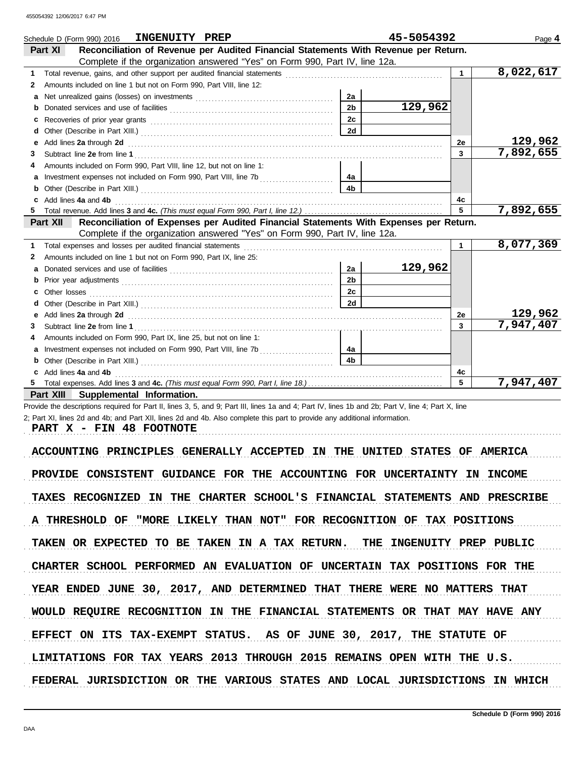Schedule D (Form 990) 2016 **INGENUITY PREP** **45-5054392** Page **4**

## Part XI Reconciliation of Revenue per Audited Financial Statements With Revenue per Return.

Complete if the organization answered "Yes" on Form 990, Part IV, line 12a.

| | | | | | |
|---|---|---|---|---|---|
| **1** | Total revenue, gains, and other support per audited financial statements | | | 1 | 8,022,617 |
| **2** | Amounts included on line 1 but not on Form 990, Part VIII, line 12: | | | | |
| **a** | Net unrealized gains (losses) on investments | 2a | | | |
| **b** | Donated services and use of facilities | 2b | 129,962 | | |
| **c** | Recoveries of prior year grants | 2c | | | |
| **d** | Other (Describe in Part XIII.) | 2d | | | |
| **e** | Add lines **2a** through **2d** | | | 2e | 129,962 |
| **3** | Subtract line **2e** from line **1** | | | 3 | 7,892,655 |
| **4** | Amounts included on Form 990, Part VIII, line 12, but not on line 1: | | | | |
| **a** | Investment expenses not included on Form 990, Part VIII, line 7b | 4a | | | |
| **b** | Other (Describe in Part XIII.) | 4b | | | |
| **c** | Add lines **4a** and **4b** | | | 4c | |
| **5** | Total revenue. Add lines **3** and **4c.** *(This must equal Form 990, Part I, line 12.)* | | | 5 | 7,892,655 |

## Part XII Reconciliation of Expenses per Audited Financial Statements With Expenses per Return.

Complete if the organization answered "Yes" on Form 990, Part IV, line 12a.

| | | | | | |
|---|---|---|---|---|---|
| **1** | Total expenses and losses per audited financial statements | | | 1 | 8,077,369 |
| **2** | Amounts included on line 1 but not on Form 990, Part IX, line 25: | | | | |
| **a** | Donated services and use of facilities | 2a | 129,962 | | |
| **b** | Prior year adjustments | 2b | | | |
| **c** | Other losses | 2c | | | |
| **d** | Other (Describe in Part XIII.) | 2d | | | |
| **e** | Add lines **2a** through **2d** | | | 2e | 129,962 |
| **3** | Subtract line **2e** from line **1** | | | 3 | 7,947,407 |
| **4** | Amounts included on Form 990, Part IX, line 25, but not on line 1: | | | | |
| **a** | Investment expenses not included on Form 990, Part VIII, line 7b | 4a | | | |
| **b** | Other (Describe in Part XIII.) | 4b | | | |
| **c** | Add lines **4a** and **4b** | | | 4c | |
| **5** | Total expenses. Add lines **3** and **4c.** *(This must equal Form 990, Part I, line 18.)* | | | 5 | 7,947,407 |

## Part XIII Supplemental Information.

Provide the descriptions required for Part II, lines 3, 5, and 9; Part III, lines 1a and 4; Part IV, lines 1b and 2b; Part V, line 4; Part X, line 2; Part XI, lines 2d and 4b; and Part XII, lines 2d and 4b. Also complete this part to provide any additional information.

PART X - FIN 48 FOOTNOTE

ACCOUNTING PRINCIPLES GENERALLY ACCEPTED IN THE UNITED STATES OF AMERICA PROVIDE CONSISTENT GUIDANCE FOR THE ACCOUNTING FOR UNCERTAINTY IN INCOME TAXES RECOGNIZED IN THE CHARTER SCHOOL'S FINANCIAL STATEMENTS AND PRESCRIBE A THRESHOLD OF "MORE LIKELY THAN NOT" FOR RECOGNITION OF TAX POSITIONS TAKEN OR EXPECTED TO BE TAKEN IN A TAX RETURN. THE INGENUITY PREP PUBLIC CHARTER SCHOOL PERFORMED AN EVALUATION OF UNCERTAIN TAX POSITIONS FOR THE YEAR ENDED JUNE 30, 2017, AND DETERMINED THAT THERE WERE NO MATTERS THAT WOULD REQUIRE RECOGNITION IN THE FINANCIAL STATEMENTS OR THAT MAY HAVE ANY EFFECT ON ITS TAX-EXEMPT STATUS. AS OF JUNE 30, 2017, THE STATUTE OF LIMITATIONS FOR TAX YEARS 2013 THROUGH 2015 REMAINS OPEN WITH THE U.S. FEDERAL JURISDICTION OR THE VARIOUS STATES AND LOCAL JURISDICTIONS IN WHICH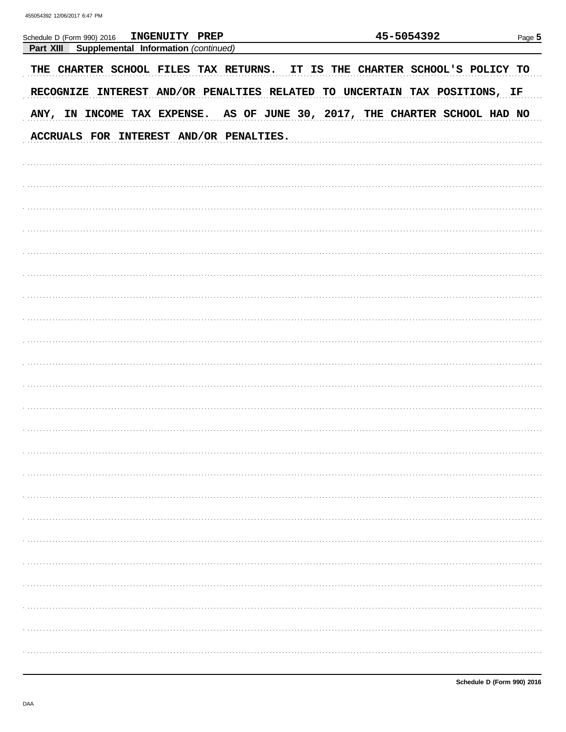Schedule D (Form 990) 2016 **INGENUITY PREP** **45-5054392**

**Part XIII Supplemental Information** *(continued)*

THE CHARTER SCHOOL FILES TAX RETURNS. IT IS THE CHARTER SCHOOL'S POLICY TO RECOGNIZE INTEREST AND/OR PENALTIES RELATED TO UNCERTAIN TAX POSITIONS, IF ANY, IN INCOME TAX EXPENSE. AS OF JUNE 30, 2017, THE CHARTER SCHOOL HAD NO ACCRUALS FOR INTEREST AND/OR PENALTIES.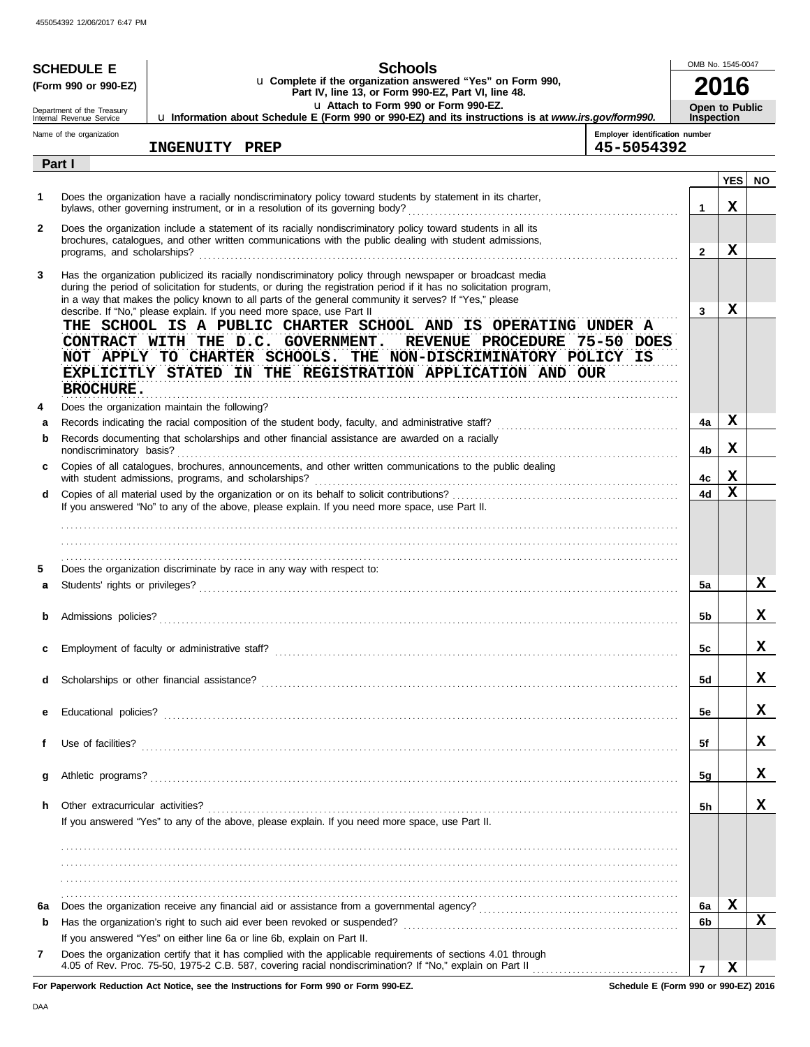455054392 12/06/2017 6:47 PM

**SCHEDULE E**
**(Form 990 or 990-EZ)**

Department of the Treasury
Internal Revenue Service

# Schools

u Complete if the organization answered "Yes" on Form 990, Part IV, line 13, or Form 990-EZ, Part VI, line 48.
u Attach to Form 990 or Form 990-EZ.
u Information about Schedule E (Form 990 or 990-EZ) and its instructions is at *www.irs.gov/form990.*

OMB No. 1545-0047

**2016**

**Open to Public Inspection**

Name of the organization: **INGENUITY PREP**

Employer identification number: **45-5054392**

**Part I**

| | | | YES | NO |
|---|---|---|---|---|
| 1 | Does the organization have a racially nondiscriminatory policy toward students by statement in its charter, bylaws, other governing instrument, or in a resolution of its governing body? | 1 | X | |
| 2 | Does the organization include a statement of its racially nondiscriminatory policy toward students in all its brochures, catalogues, and other written communications with the public dealing with student admissions, programs, and scholarships? | 2 | X | |
| 3 | Has the organization publicized its racially nondiscriminatory policy through newspaper or broadcast media during the period of solicitation for students, or during the registration period if it has no solicitation program, in a way that makes the policy known to all parts of the general community it serves? If "Yes," please describe. If "No," please explain. If you need more space, use Part II | 3 | X | |

THE SCHOOL IS A PUBLIC CHARTER SCHOOL AND IS OPERATING UNDER A CONTRACT WITH THE D.C. GOVERNMENT. REVENUE PROCEDURE 75-50 DOES NOT APPLY TO CHARTER SCHOOLS. THE NON-DISCRIMINATORY POLICY IS EXPLICITLY STATED IN THE REGISTRATION APPLICATION AND OUR BROCHURE.

| | | | YES | NO |
|---|---|---|---|---|
| 4 | Does the organization maintain the following? | | | |
| a | Records indicating the racial composition of the student body, faculty, and administrative staff? | 4a | X | |
| b | Records documenting that scholarships and other financial assistance are awarded on a racially nondiscriminatory basis? | 4b | X | |
| c | Copies of all catalogues, brochures, announcements, and other written communications to the public dealing with student admissions, programs, and scholarships? | 4c | X | |
| d | Copies of all material used by the organization or on its behalf to solicit contributions? | 4d | X | |

If you answered "No" to any of the above, please explain. If you need more space, use Part II.

| | | | YES | NO |
|---|---|---|---|---|
| 5 | Does the organization discriminate by race in any way with respect to: | | | |
| a | Students' rights or privileges? | 5a | | X |
| b | Admissions policies? | 5b | | X |
| c | Employment of faculty or administrative staff? | 5c | | X |
| d | Scholarships or other financial assistance? | 5d | | X |
| e | Educational policies? | 5e | | X |
| f | Use of facilities? | 5f | | X |
| g | Athletic programs? | 5g | | X |
| h | Other extracurricular activities? | 5h | | X |

If you answered "Yes" to any of the above, please explain. If you need more space, use Part II.

| | | | YES | NO |
|---|---|---|---|---|
| 6a | Does the organization receive any financial aid or assistance from a governmental agency? | 6a | X | |
| b | Has the organization's right to such aid ever been revoked or suspended? | 6b | | X |
| | If you answered "Yes" on either line 6a or line 6b, explain on Part II. | | | |
| 7 | Does the organization certify that it has complied with the applicable requirements of sections 4.01 through 4.05 of Rev. Proc. 75-50, 1975-2 C.B. 587, covering racial nondiscrimination? If "No," explain on Part II | 7 | X | |

**For Paperwork Reduction Act Notice, see the Instructions for Form 990 or Form 990-EZ.** **Schedule E (Form 990 or 990-EZ) 2016**

DAA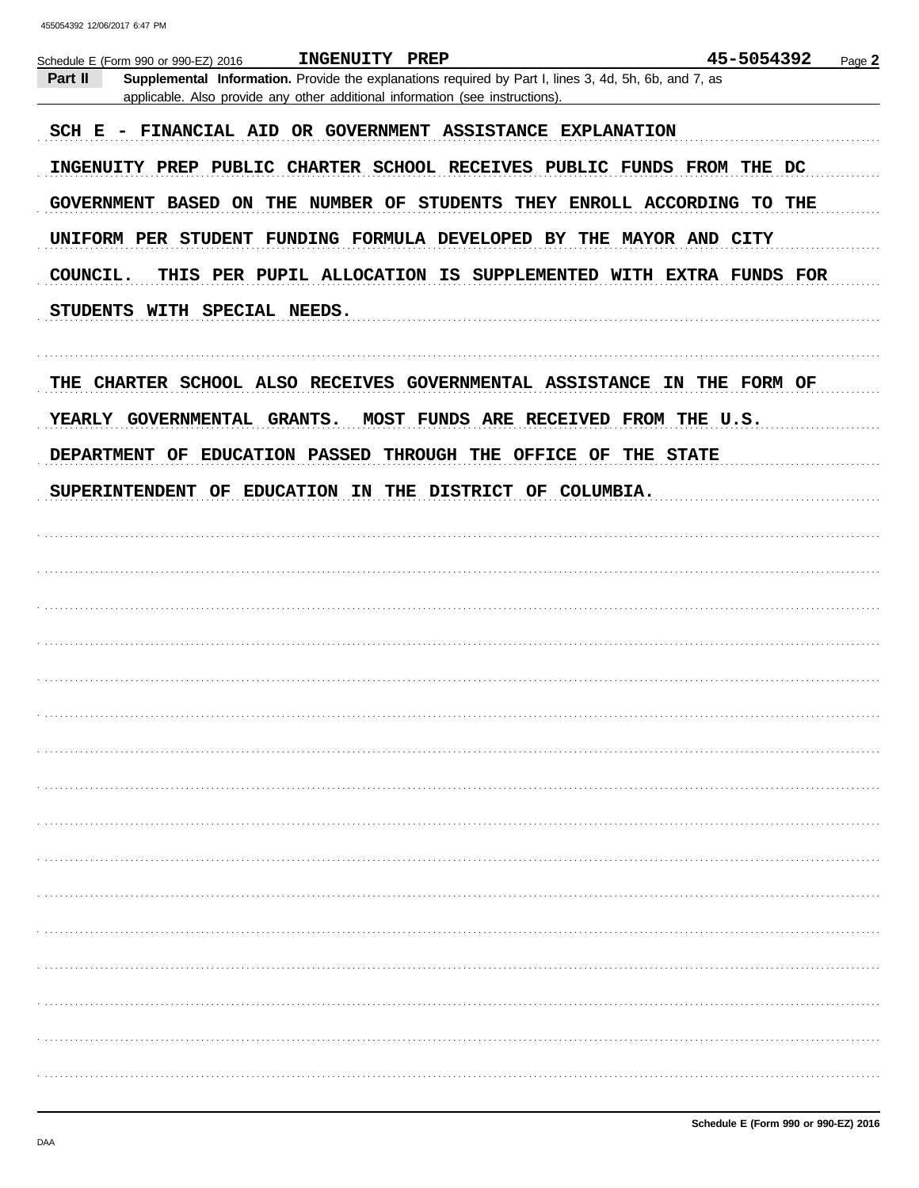Schedule E (Form 990 or 990-EZ) 2016 **INGENUITY PREP** **45-5054392** Page **2**

**Part II** **Supplemental Information.** Provide the explanations required by Part I, lines 3, 4d, 5h, 6b, and 7, as applicable. Also provide any other additional information (see instructions).

SCH E - FINANCIAL AID OR GOVERNMENT ASSISTANCE EXPLANATION

INGENUITY PREP PUBLIC CHARTER SCHOOL RECEIVES PUBLIC FUNDS FROM THE DC GOVERNMENT BASED ON THE NUMBER OF STUDENTS THEY ENROLL ACCORDING TO THE UNIFORM PER STUDENT FUNDING FORMULA DEVELOPED BY THE MAYOR AND CITY COUNCIL. THIS PER PUPIL ALLOCATION IS SUPPLEMENTED WITH EXTRA FUNDS FOR STUDENTS WITH SPECIAL NEEDS.

THE CHARTER SCHOOL ALSO RECEIVES GOVERNMENTAL ASSISTANCE IN THE FORM OF YEARLY GOVERNMENTAL GRANTS. MOST FUNDS ARE RECEIVED FROM THE U.S. DEPARTMENT OF EDUCATION PASSED THROUGH THE OFFICE OF THE STATE SUPERINTENDENT OF EDUCATION IN THE DISTRICT OF COLUMBIA.

Schedule E (Form 990 or 990-EZ) 2016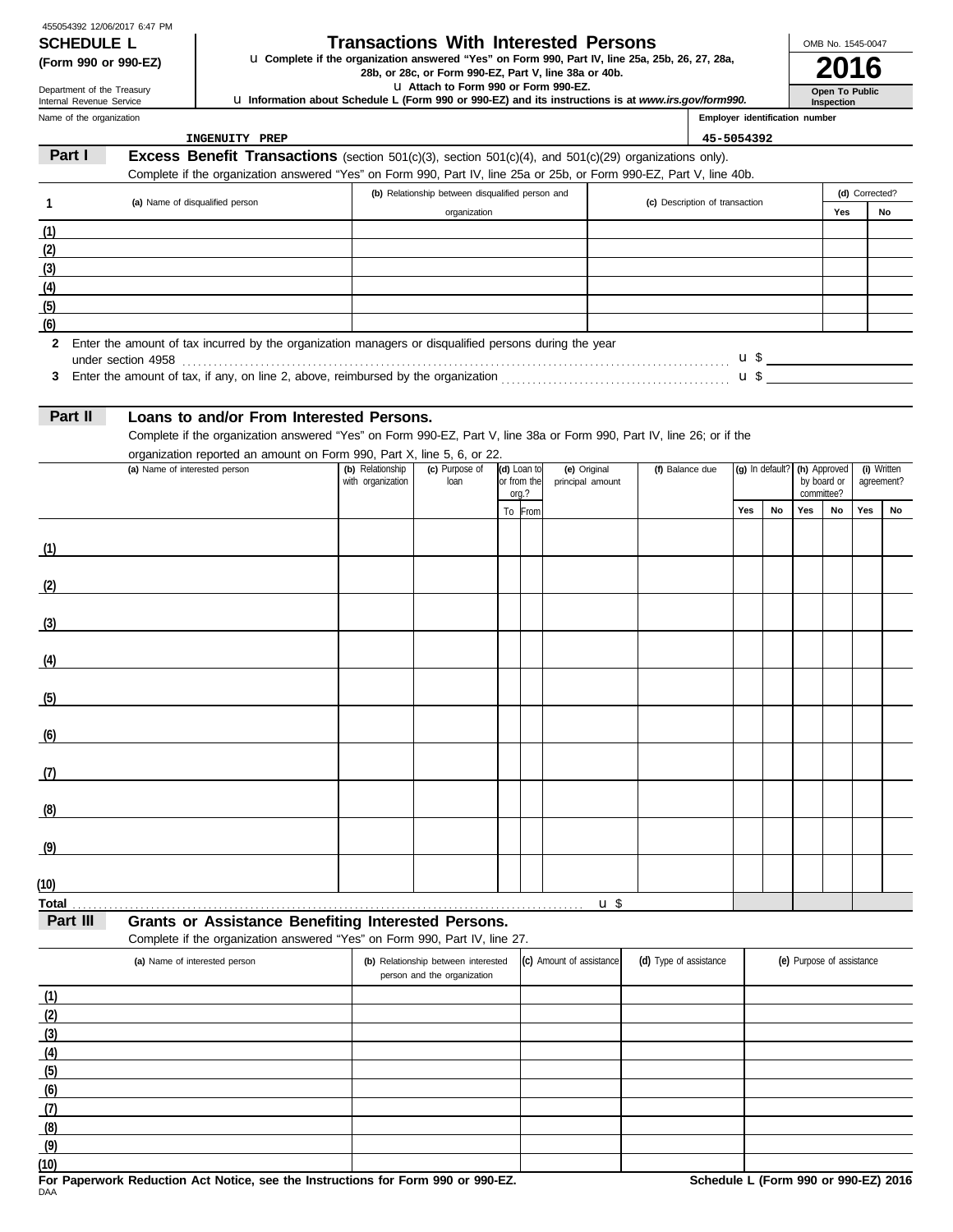455054392 12/06/2017 6:47 PM

**SCHEDULE L (Form 990 or 990-EZ)**

Department of the Treasury
Internal Revenue Service

# Transactions With Interested Persons

u Complete if the organization answered "Yes" on Form 990, Part IV, line 25a, 25b, 26, 27, 28a, 28b, or 28c, or Form 990-EZ, Part V, line 38a or 40b.
u Attach to Form 990 or Form 990-EZ.
u Information about Schedule L (Form 990 or 990-EZ) and its instructions is at *www.irs.gov/form990.*

OMB No. 1545-0047

**2016**

**Open To Public Inspection**

Name of the organization: INGENUITY PREP

Employer identification number: 45-5054392

## Part I Excess Benefit Transactions (section 501(c)(3), section 501(c)(4), and 501(c)(29) organizations only).

Complete if the organization answered "Yes" on Form 990, Part IV, line 25a or 25b, or Form 990-EZ, Part V, line 40b.

| 1 | (a) Name of disqualified person | (b) Relationship between disqualified person and organization | (c) Description of transaction | (d) Corrected? Yes | (d) Corrected? No |
|---|---|---|---|---|---|
| (1) | | | | | |
| (2) | | | | | |
| (3) | | | | | |
| (4) | | | | | |
| (5) | | | | | |
| (6) | | | | | |

2 Enter the amount of tax incurred by the organization managers or disqualified persons during the year under section 4958 . . . u $

3 Enter the amount of tax, if any, on line 2, above, reimbursed by the organization . . . u $

## Part II Loans to and/or From Interested Persons.

Complete if the organization answered "Yes" on Form 990-EZ, Part V, line 38a or Form 990, Part IV, line 26; or if the organization reported an amount on Form 990, Part X, line 5, 6, or 22.

| | (a) Name of interested person | (b) Relationship with organization | (c) Purpose of loan | (d) Loan to or from the org.? To | From | (e) Original principal amount | (f) Balance due | (g) In default? Yes | No | (h) Approved by board or committee? Yes | No | (i) Written agreement? Yes | No |
|---|---|---|---|---|---|---|---|---|---|---|---|---|---|
| (1) | | | | | | | | | | | | | |
| (2) | | | | | | | | | | | | | |
| (3) | | | | | | | | | | | | | |
| (4) | | | | | | | | | | | | | |
| (5) | | | | | | | | | | | | | |
| (6) | | | | | | | | | | | | | |
| (7) | | | | | | | | | | | | | |
| (8) | | | | | | | | | | | | | |
| (9) | | | | | | | | | | | | | |
| (10) | | | | | | | | | | | | | |
| Total | | | | | | | u $ | | | | | | |

## Part III Grants or Assistance Benefiting Interested Persons.

Complete if the organization answered "Yes" on Form 990, Part IV, line 27.

| | (a) Name of interested person | (b) Relationship between interested person and the organization | (c) Amount of assistance | (d) Type of assistance | (e) Purpose of assistance |
|---|---|---|---|---|---|
| (1) | | | | | |
| (2) | | | | | |
| (3) | | | | | |
| (4) | | | | | |
| (5) | | | | | |
| (6) | | | | | |
| (7) | | | | | |
| (8) | | | | | |
| (9) | | | | | |
| (10) | | | | | |

**For Paperwork Reduction Act Notice, see the Instructions for Form 990 or 990-EZ.**
DAA

**Schedule L (Form 990 or 990-EZ) 2016**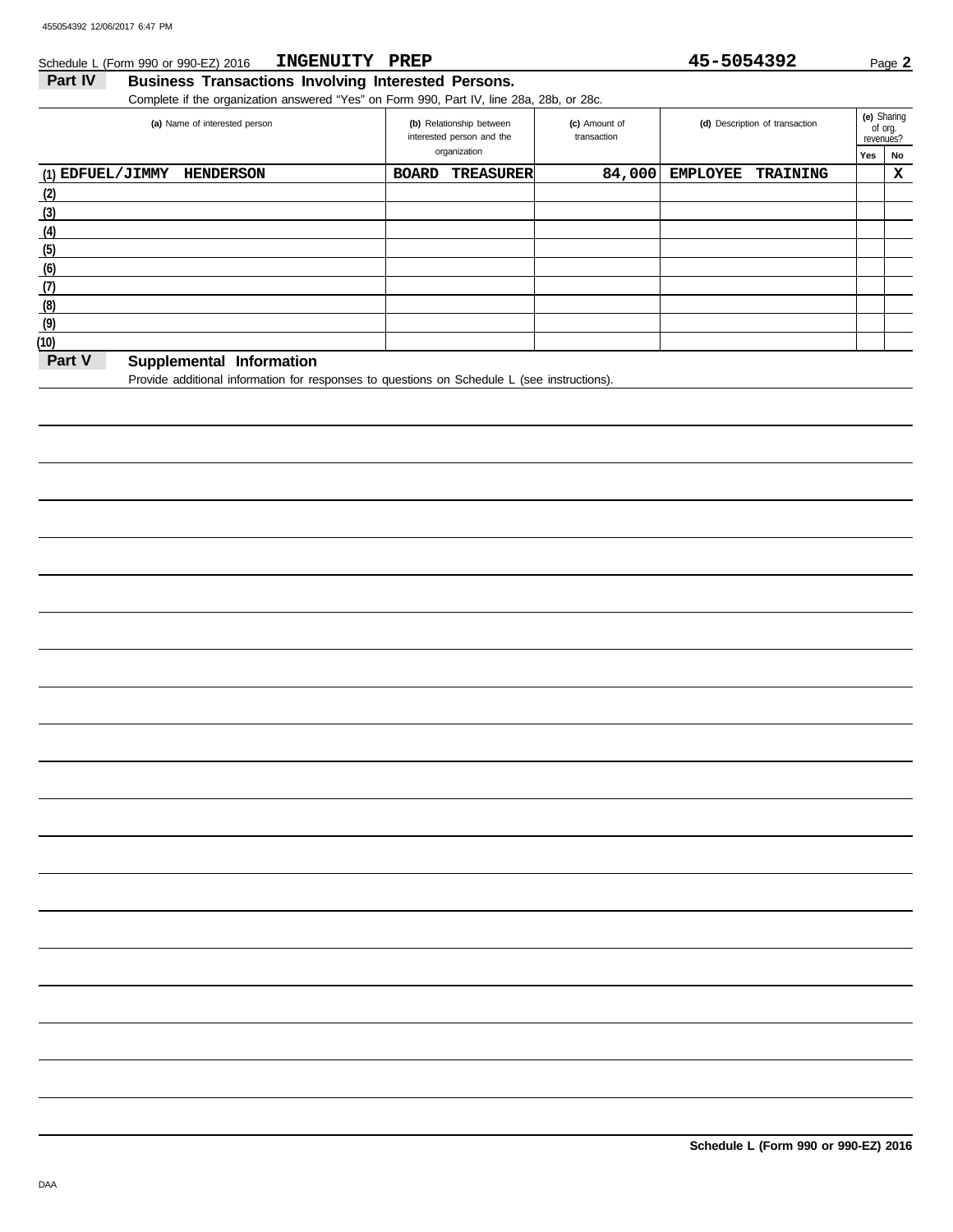Schedule L (Form 990 or 990-EZ) 2016 **INGENUITY PREP** **45-5054392**

## Part IV Business Transactions Involving Interested Persons.

Complete if the organization answered "Yes" on Form 990, Part IV, line 28a, 28b, or 28c.

| (a) Name of interested person | (b) Relationship between interested person and the organization | (c) Amount of transaction | (d) Description of transaction | (e) Sharing of org. revenues? Yes | No |
|---|---|---|---|---|---|
| (1) EDFUEL/JIMMY HENDERSON | BOARD TREASURER | 84,000 | EMPLOYEE TRAINING | | X |
| (2) | | | | | |
| (3) | | | | | |
| (4) | | | | | |
| (5) | | | | | |
| (6) | | | | | |
| (7) | | | | | |
| (8) | | | | | |
| (9) | | | | | |
| (10) | | | | | |

## Part V Supplemental Information

Provide additional information for responses to questions on Schedule L (see instructions).

Schedule L (Form 990 or 990-EZ) 2016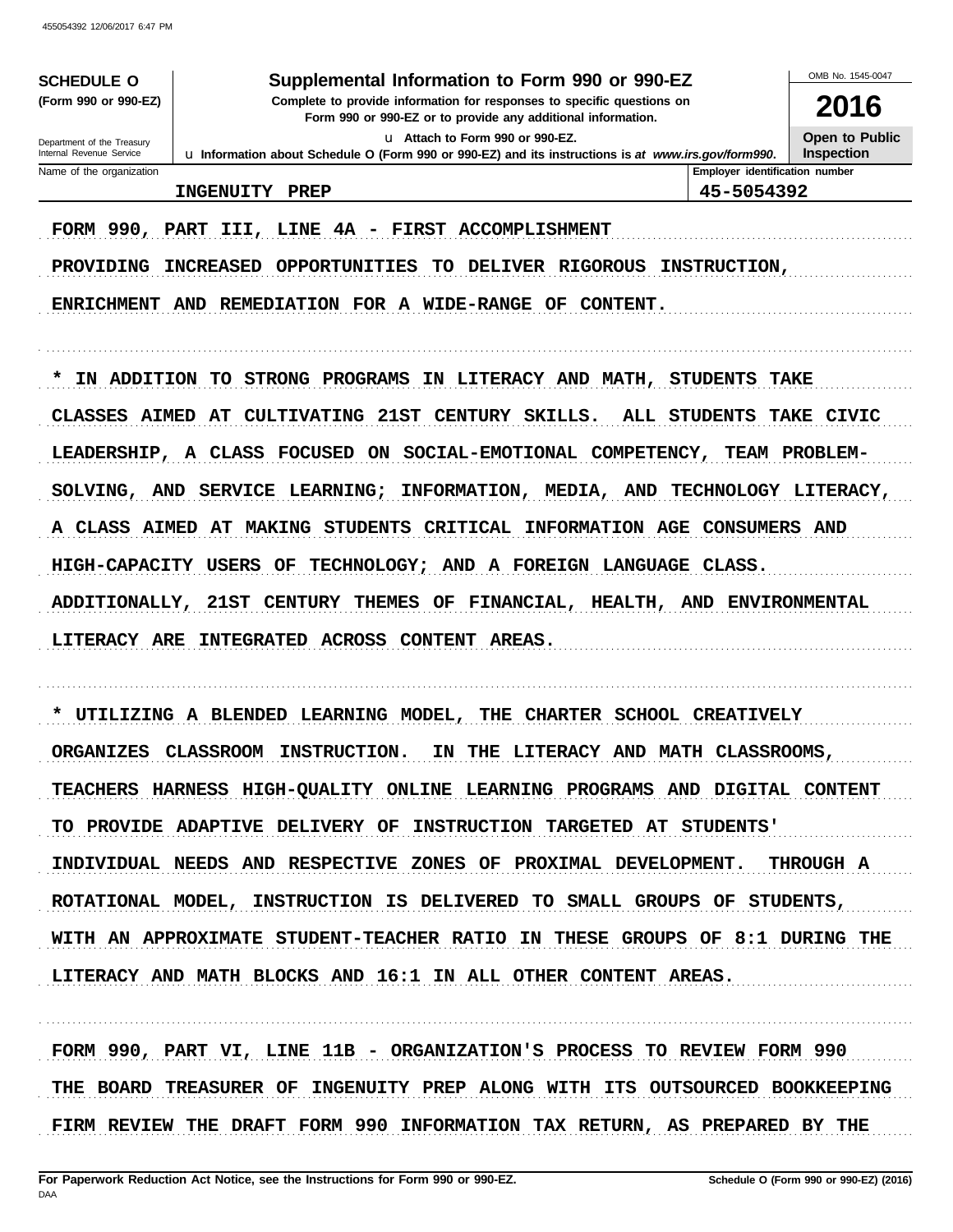**SCHEDULE O** (Form 990 or 990-EZ)

Department of the Treasury
Internal Revenue Service

# Supplemental Information to Form 990 or 990-EZ

**Complete to provide information for responses to specific questions on Form 990 or 990-EZ or to provide any additional information.**

u Attach to Form 990 or 990-EZ.

u Information about Schedule O (Form 990 or 990-EZ) and its instructions is at *www.irs.gov/form990*.

OMB No. 1545-0047

**2016**

**Open to Public Inspection**

| Name of the organization | Employer identification number |
|---|---|
| INGENUITY PREP | 45-5054392 |

FORM 990, PART III, LINE 4A - FIRST ACCOMPLISHMENT

PROVIDING INCREASED OPPORTUNITIES TO DELIVER RIGOROUS INSTRUCTION, ENRICHMENT AND REMEDIATION FOR A WIDE-RANGE OF CONTENT.

* IN ADDITION TO STRONG PROGRAMS IN LITERACY AND MATH, STUDENTS TAKE CLASSES AIMED AT CULTIVATING 21ST CENTURY SKILLS. ALL STUDENTS TAKE CIVIC LEADERSHIP, A CLASS FOCUSED ON SOCIAL-EMOTIONAL COMPETENCY, TEAM PROBLEM-SOLVING, AND SERVICE LEARNING; INFORMATION, MEDIA, AND TECHNOLOGY LITERACY, A CLASS AIMED AT MAKING STUDENTS CRITICAL INFORMATION AGE CONSUMERS AND HIGH-CAPACITY USERS OF TECHNOLOGY; AND A FOREIGN LANGUAGE CLASS. ADDITIONALLY, 21ST CENTURY THEMES OF FINANCIAL, HEALTH, AND ENVIRONMENTAL LITERACY ARE INTEGRATED ACROSS CONTENT AREAS.

* UTILIZING A BLENDED LEARNING MODEL, THE CHARTER SCHOOL CREATIVELY ORGANIZES CLASSROOM INSTRUCTION. IN THE LITERACY AND MATH CLASSROOMS, TEACHERS HARNESS HIGH-QUALITY ONLINE LEARNING PROGRAMS AND DIGITAL CONTENT TO PROVIDE ADAPTIVE DELIVERY OF INSTRUCTION TARGETED AT STUDENTS' INDIVIDUAL NEEDS AND RESPECTIVE ZONES OF PROXIMAL DEVELOPMENT. THROUGH A ROTATIONAL MODEL, INSTRUCTION IS DELIVERED TO SMALL GROUPS OF STUDENTS, WITH AN APPROXIMATE STUDENT-TEACHER RATIO IN THESE GROUPS OF 8:1 DURING THE LITERACY AND MATH BLOCKS AND 16:1 IN ALL OTHER CONTENT AREAS.

FORM 990, PART VI, LINE 11B - ORGANIZATION'S PROCESS TO REVIEW FORM 990

THE BOARD TREASURER OF INGENUITY PREP ALONG WITH ITS OUTSOURCED BOOKKEEPING FIRM REVIEW THE DRAFT FORM 990 INFORMATION TAX RETURN, AS PREPARED BY THE

**For Paperwork Reduction Act Notice, see the Instructions for Form 990 or 990-EZ.** **Schedule O (Form 990 or 990-EZ) (2016)**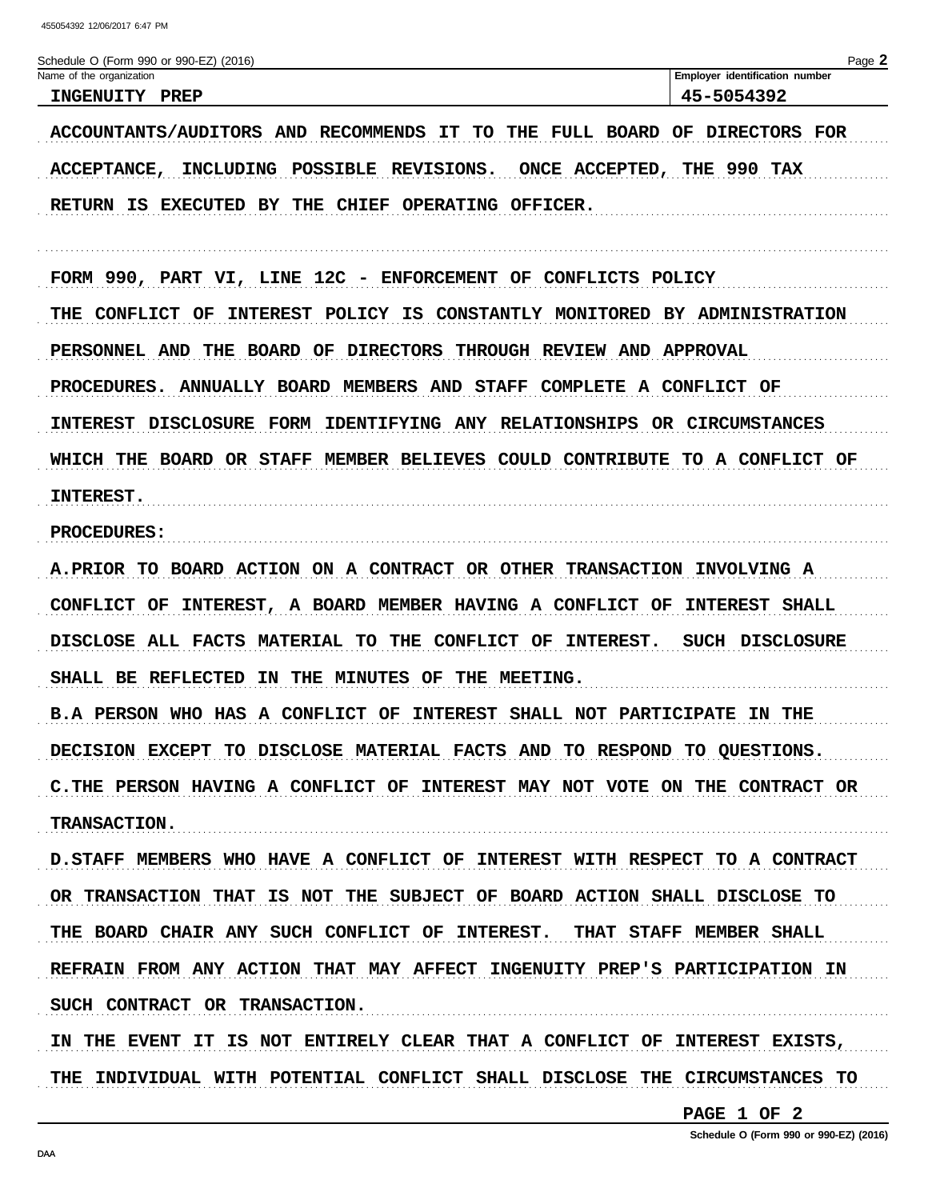Schedule O (Form 990 or 990-EZ) (2016)

| Name of the organization | Employer identification number |
| --- | --- |
| INGENUITY PREP | 45-5054392 |

ACCOUNTANTS/AUDITORS AND RECOMMENDS IT TO THE FULL BOARD OF DIRECTORS FOR ACCEPTANCE, INCLUDING POSSIBLE REVISIONS. ONCE ACCEPTED, THE 990 TAX RETURN IS EXECUTED BY THE CHIEF OPERATING OFFICER.

FORM 990, PART VI, LINE 12C - ENFORCEMENT OF CONFLICTS POLICY

THE CONFLICT OF INTEREST POLICY IS CONSTANTLY MONITORED BY ADMINISTRATION PERSONNEL AND THE BOARD OF DIRECTORS THROUGH REVIEW AND APPROVAL PROCEDURES. ANNUALLY BOARD MEMBERS AND STAFF COMPLETE A CONFLICT OF INTEREST DISCLOSURE FORM IDENTIFYING ANY RELATIONSHIPS OR CIRCUMSTANCES WHICH THE BOARD OR STAFF MEMBER BELIEVES COULD CONTRIBUTE TO A CONFLICT OF INTEREST.

PROCEDURES:

A.PRIOR TO BOARD ACTION ON A CONTRACT OR OTHER TRANSACTION INVOLVING A CONFLICT OF INTEREST, A BOARD MEMBER HAVING A CONFLICT OF INTEREST SHALL DISCLOSE ALL FACTS MATERIAL TO THE CONFLICT OF INTEREST. SUCH DISCLOSURE SHALL BE REFLECTED IN THE MINUTES OF THE MEETING.

B.A PERSON WHO HAS A CONFLICT OF INTEREST SHALL NOT PARTICIPATE IN THE DECISION EXCEPT TO DISCLOSE MATERIAL FACTS AND TO RESPOND TO QUESTIONS.

C.THE PERSON HAVING A CONFLICT OF INTEREST MAY NOT VOTE ON THE CONTRACT OR TRANSACTION.

D.STAFF MEMBERS WHO HAVE A CONFLICT OF INTEREST WITH RESPECT TO A CONTRACT OR TRANSACTION THAT IS NOT THE SUBJECT OF BOARD ACTION SHALL DISCLOSE TO THE BOARD CHAIR ANY SUCH CONFLICT OF INTEREST. THAT STAFF MEMBER SHALL REFRAIN FROM ANY ACTION THAT MAY AFFECT INGENUITY PREP'S PARTICIPATION IN SUCH CONTRACT OR TRANSACTION.

IN THE EVENT IT IS NOT ENTIRELY CLEAR THAT A CONFLICT OF INTEREST EXISTS, THE INDIVIDUAL WITH POTENTIAL CONFLICT SHALL DISCLOSE THE CIRCUMSTANCES TO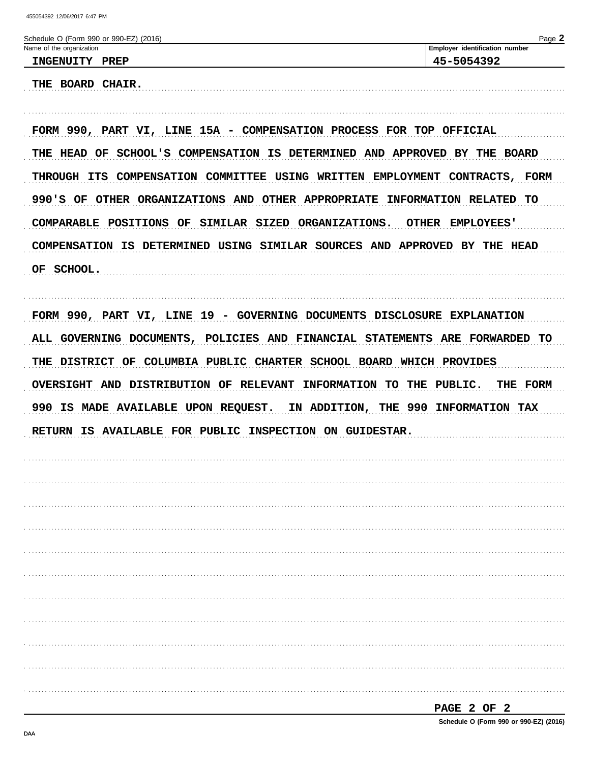Schedule O (Form 990 or 990-EZ) (2016)

Name of the organization: INGENUITY PREP

Employer identification number: 45-5054392

THE BOARD CHAIR.

FORM 990, PART VI, LINE 15A - COMPENSATION PROCESS FOR TOP OFFICIAL

THE HEAD OF SCHOOL'S COMPENSATION IS DETERMINED AND APPROVED BY THE BOARD THROUGH ITS COMPENSATION COMMITTEE USING WRITTEN EMPLOYMENT CONTRACTS, FORM 990'S OF OTHER ORGANIZATIONS AND OTHER APPROPRIATE INFORMATION RELATED TO COMPARABLE POSITIONS OF SIMILAR SIZED ORGANIZATIONS. OTHER EMPLOYEES' COMPENSATION IS DETERMINED USING SIMILAR SOURCES AND APPROVED BY THE HEAD OF SCHOOL.

FORM 990, PART VI, LINE 19 - GOVERNING DOCUMENTS DISCLOSURE EXPLANATION

ALL GOVERNING DOCUMENTS, POLICIES AND FINANCIAL STATEMENTS ARE FORWARDED TO THE DISTRICT OF COLUMBIA PUBLIC CHARTER SCHOOL BOARD WHICH PROVIDES OVERSIGHT AND DISTRIBUTION OF RELEVANT INFORMATION TO THE PUBLIC. THE FORM 990 IS MADE AVAILABLE UPON REQUEST. IN ADDITION, THE 990 INFORMATION TAX RETURN IS AVAILABLE FOR PUBLIC INSPECTION ON GUIDESTAR.